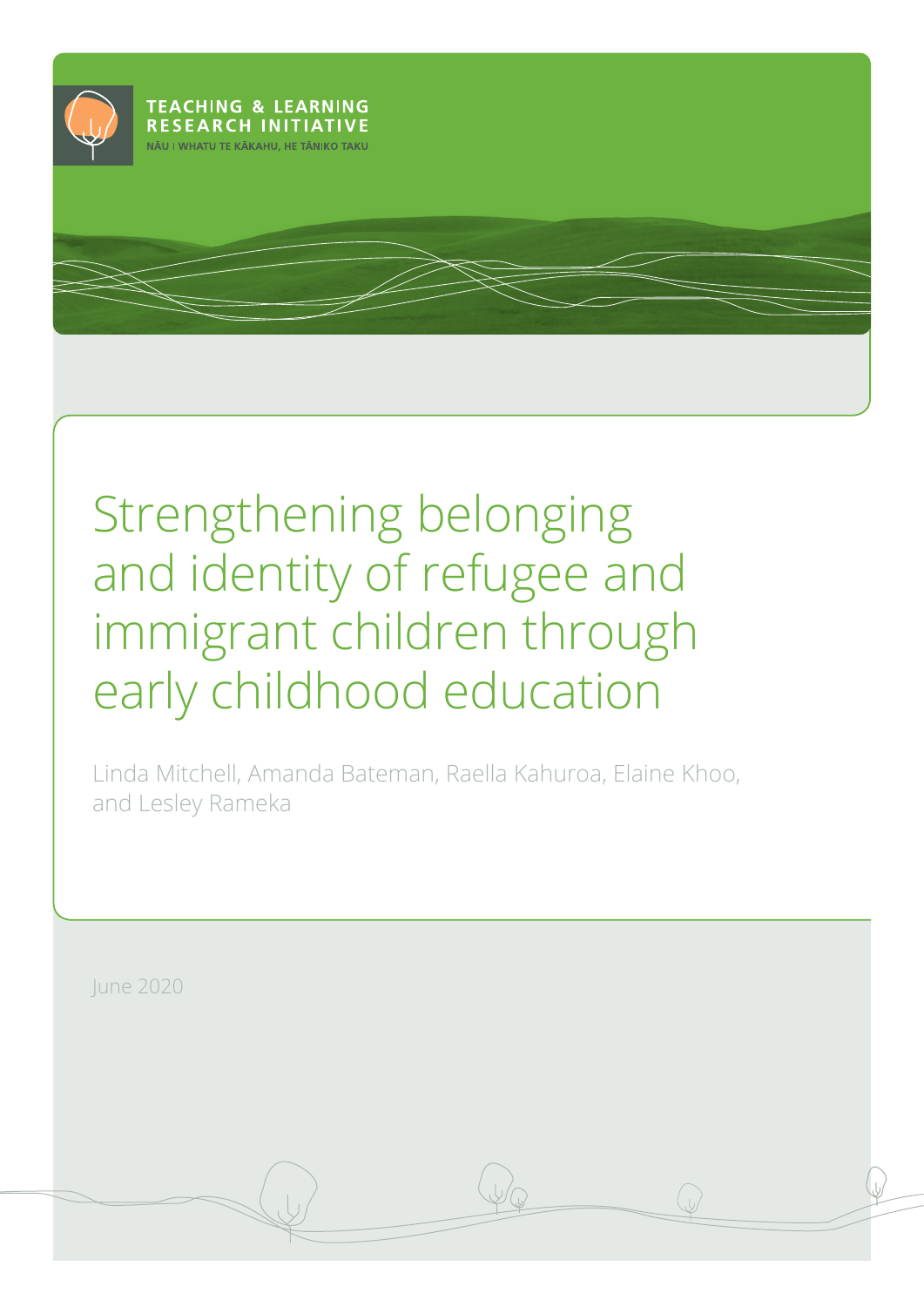TEACHING & LEARNING RESEARCH INITIATIVE

NĀU I WHATU TE KĀKAHU, HE TĀNIKO TAKU

# Strengthening belonging and identity of refugee and immigrant children through early childhood education

Linda Mitchell, Amanda Bateman, Raella Kahuroa, Elaine Khoo, and Lesley Rameka

June 2020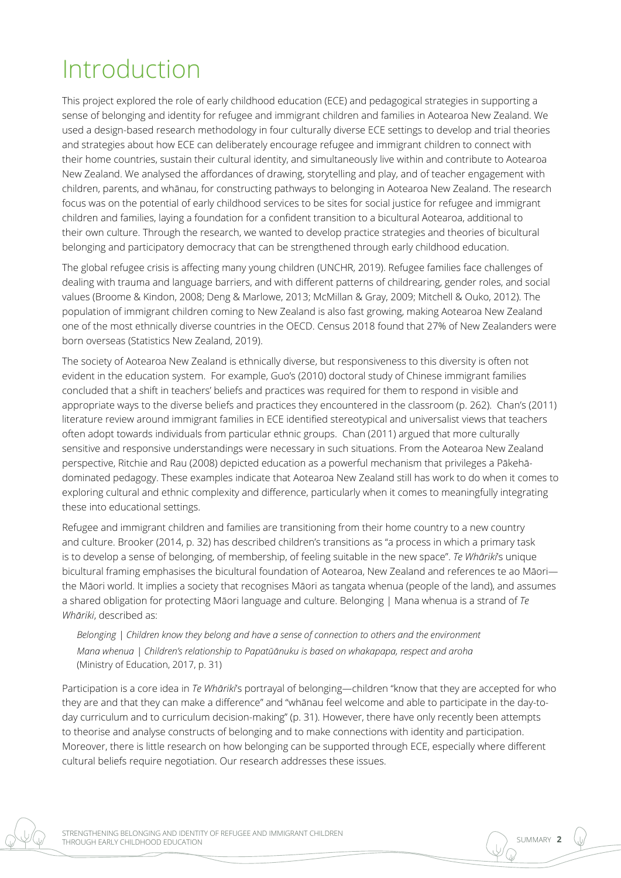# Introduction

This project explored the role of early childhood education (ECE) and pedagogical strategies in supporting a sense of belonging and identity for refugee and immigrant children and families in Aotearoa New Zealand. We used a design-based research methodology in four culturally diverse ECE settings to develop and trial theories and strategies about how ECE can deliberately encourage refugee and immigrant children to connect with their home countries, sustain their cultural identity, and simultaneously live within and contribute to Aotearoa New Zealand. We analysed the affordances of drawing, storytelling and play, and of teacher engagement with children, parents, and whānau, for constructing pathways to belonging in Aotearoa New Zealand. The research focus was on the potential of early childhood services to be sites for social justice for refugee and immigrant children and families, laying a foundation for a confident transition to a bicultural Aotearoa, additional to their own culture. Through the research, we wanted to develop practice strategies and theories of bicultural belonging and participatory democracy that can be strengthened through early childhood education.

The global refugee crisis is affecting many young children (UNCHR, 2019). Refugee families face challenges of dealing with trauma and language barriers, and with different patterns of childrearing, gender roles, and social values (Broome & Kindon, 2008; Deng & Marlowe, 2013; McMillan & Gray, 2009; Mitchell & Ouko, 2012). The population of immigrant children coming to New Zealand is also fast growing, making Aotearoa New Zealand one of the most ethnically diverse countries in the OECD. Census 2018 found that 27% of New Zealanders were born overseas (Statistics New Zealand, 2019).

The society of Aotearoa New Zealand is ethnically diverse, but responsiveness to this diversity is often not evident in the education system. For example, Guo's (2010) doctoral study of Chinese immigrant families concluded that a shift in teachers' beliefs and practices was required for them to respond in visible and appropriate ways to the diverse beliefs and practices they encountered in the classroom (p. 262). Chan's (2011) literature review around immigrant families in ECE identified stereotypical and universalist views that teachers often adopt towards individuals from particular ethnic groups. Chan (2011) argued that more culturally sensitive and responsive understandings were necessary in such situations. From the Aotearoa New Zealand perspective, Ritchie and Rau (2008) depicted education as a powerful mechanism that privileges a Pākehā-dominated pedagogy. These examples indicate that Aotearoa New Zealand still has work to do when it comes to exploring cultural and ethnic complexity and difference, particularly when it comes to meaningfully integrating these into educational settings.

Refugee and immigrant children and families are transitioning from their home country to a new country and culture. Brooker (2014, p. 32) has described children's transitions as "a process in which a primary task is to develop a sense of belonging, of membership, of feeling suitable in the new space". *Te Whāriki*'s unique bicultural framing emphasises the bicultural foundation of Aotearoa, New Zealand and references te ao Māori—the Māori world. It implies a society that recognises Māori as tangata whenua (people of the land), and assumes a shared obligation for protecting Māori language and culture. Belonging | Mana whenua is a strand of *Te Whāriki*, described as:

> *Belonging | Children know they belong and have a sense of connection to others and the environment*
> *Mana whenua | Children's relationship to Papatūānuku is based on whakapapa, respect and aroha*
> (Ministry of Education, 2017, p. 31)

Participation is a core idea in *Te Whāriki*'s portrayal of belonging—children "know that they are accepted for who they are and that they can make a difference" and "whānau feel welcome and able to participate in the day-to-day curriculum and to curriculum decision-making" (p. 31). However, there have only recently been attempts to theorise and analyse constructs of belonging and to make connections with identity and participation. Moreover, there is little research on how belonging can be supported through ECE, especially where different cultural beliefs require negotiation. Our research addresses these issues.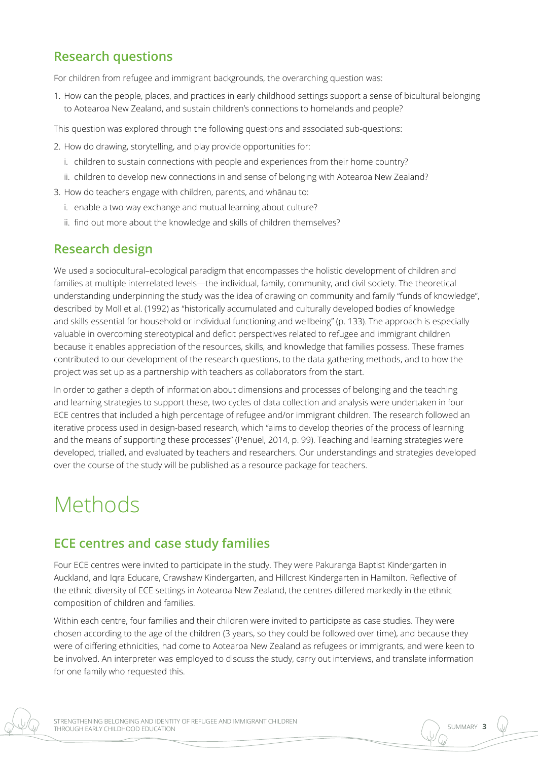## Research questions

For children from refugee and immigrant backgrounds, the overarching question was:

1. How can the people, places, and practices in early childhood settings support a sense of bicultural belonging to Aotearoa New Zealand, and sustain children's connections to homelands and people?

This question was explored through the following questions and associated sub-questions:

2. How do drawing, storytelling, and play provide opportunities for:
   i. children to sustain connections with people and experiences from their home country?
   ii. children to develop new connections in and sense of belonging with Aotearoa New Zealand?
3. How do teachers engage with children, parents, and whānau to:
   i. enable a two-way exchange and mutual learning about culture?
   ii. find out more about the knowledge and skills of children themselves?

## Research design

We used a sociocultural–ecological paradigm that encompasses the holistic development of children and families at multiple interrelated levels—the individual, family, community, and civil society. The theoretical understanding underpinning the study was the idea of drawing on community and family "funds of knowledge", described by Moll et al. (1992) as "historically accumulated and culturally developed bodies of knowledge and skills essential for household or individual functioning and wellbeing" (p. 133). The approach is especially valuable in overcoming stereotypical and deficit perspectives related to refugee and immigrant children because it enables appreciation of the resources, skills, and knowledge that families possess. These frames contributed to our development of the research questions, to the data-gathering methods, and to how the project was set up as a partnership with teachers as collaborators from the start.

In order to gather a depth of information about dimensions and processes of belonging and the teaching and learning strategies to support these, two cycles of data collection and analysis were undertaken in four ECE centres that included a high percentage of refugee and/or immigrant children. The research followed an iterative process used in design-based research, which "aims to develop theories of the process of learning and the means of supporting these processes" (Penuel, 2014, p. 99). Teaching and learning strategies were developed, trialled, and evaluated by teachers and researchers. Our understandings and strategies developed over the course of the study will be published as a resource package for teachers.

# Methods

## ECE centres and case study families

Four ECE centres were invited to participate in the study. They were Pakuranga Baptist Kindergarten in Auckland, and Iqra Educare, Crawshaw Kindergarten, and Hillcrest Kindergarten in Hamilton. Reflective of the ethnic diversity of ECE settings in Aotearoa New Zealand, the centres differed markedly in the ethnic composition of children and families.

Within each centre, four families and their children were invited to participate as case studies. They were chosen according to the age of the children (3 years, so they could be followed over time), and because they were of differing ethnicities, had come to Aotearoa New Zealand as refugees or immigrants, and were keen to be involved. An interpreter was employed to discuss the study, carry out interviews, and translate information for one family who requested this.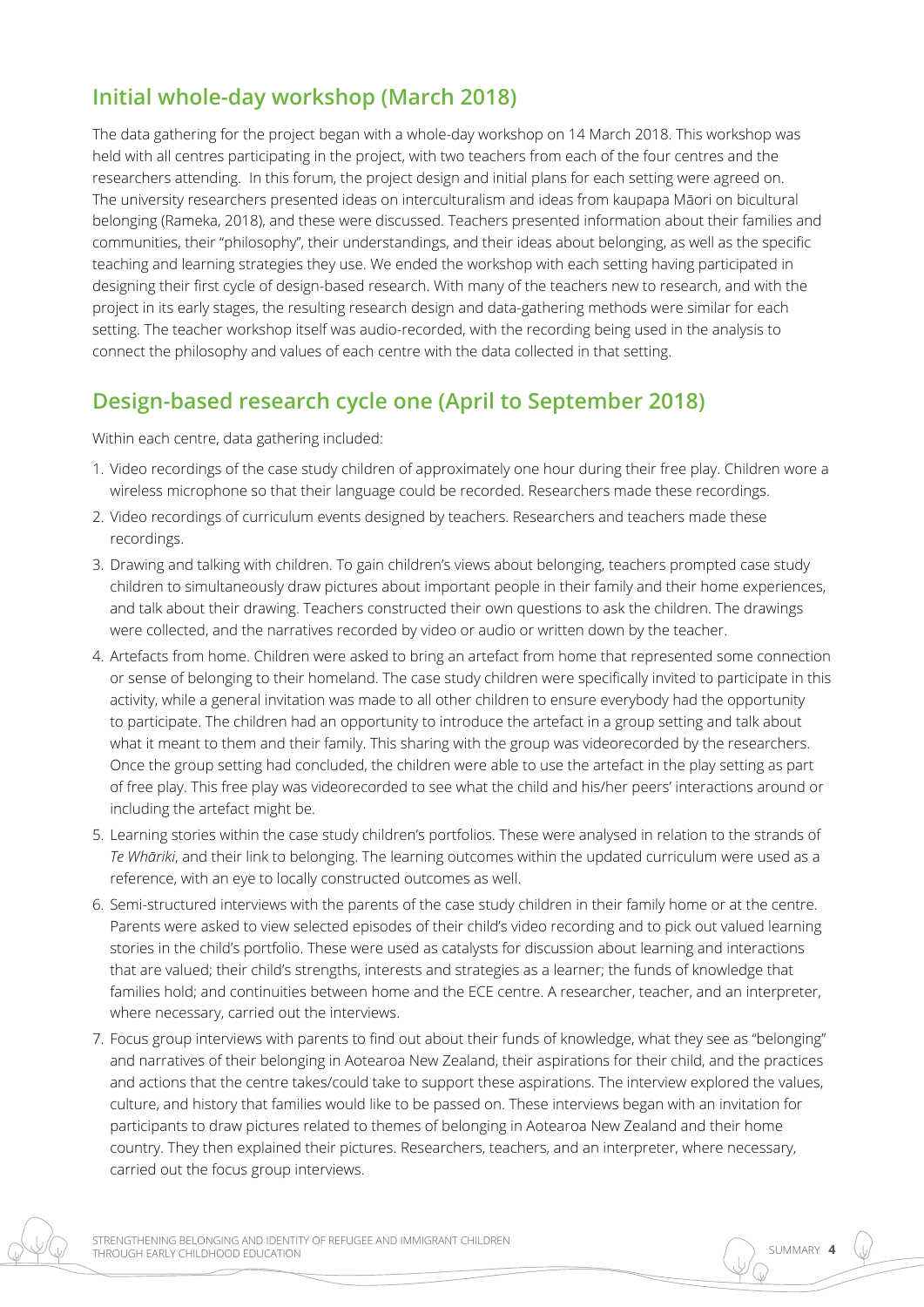## Initial whole-day workshop (March 2018)

The data gathering for the project began with a whole-day workshop on 14 March 2018. This workshop was held with all centres participating in the project, with two teachers from each of the four centres and the researchers attending. In this forum, the project design and initial plans for each setting were agreed on. The university researchers presented ideas on interculturalism and ideas from kaupapa Māori on bicultural belonging (Rameka, 2018), and these were discussed. Teachers presented information about their families and communities, their "philosophy", their understandings, and their ideas about belonging, as well as the specific teaching and learning strategies they use. We ended the workshop with each setting having participated in designing their first cycle of design-based research. With many of the teachers new to research, and with the project in its early stages, the resulting research design and data-gathering methods were similar for each setting. The teacher workshop itself was audio-recorded, with the recording being used in the analysis to connect the philosophy and values of each centre with the data collected in that setting.

## Design-based research cycle one (April to September 2018)

Within each centre, data gathering included:

1. Video recordings of the case study children of approximately one hour during their free play. Children wore a wireless microphone so that their language could be recorded. Researchers made these recordings.
2. Video recordings of curriculum events designed by teachers. Researchers and teachers made these recordings.
3. Drawing and talking with children. To gain children's views about belonging, teachers prompted case study children to simultaneously draw pictures about important people in their family and their home experiences, and talk about their drawing. Teachers constructed their own questions to ask the children. The drawings were collected, and the narratives recorded by video or audio or written down by the teacher.
4. Artefacts from home. Children were asked to bring an artefact from home that represented some connection or sense of belonging to their homeland. The case study children were specifically invited to participate in this activity, while a general invitation was made to all other children to ensure everybody had the opportunity to participate. The children had an opportunity to introduce the artefact in a group setting and talk about what it meant to them and their family. This sharing with the group was videorecorded by the researchers. Once the group setting had concluded, the children were able to use the artefact in the play setting as part of free play. This free play was videorecorded to see what the child and his/her peers' interactions around or including the artefact might be.
5. Learning stories within the case study children's portfolios. These were analysed in relation to the strands of *Te Whāriki*, and their link to belonging. The learning outcomes within the updated curriculum were used as a reference, with an eye to locally constructed outcomes as well.
6. Semi-structured interviews with the parents of the case study children in their family home or at the centre. Parents were asked to view selected episodes of their child's video recording and to pick out valued learning stories in the child's portfolio. These were used as catalysts for discussion about learning and interactions that are valued; their child's strengths, interests and strategies as a learner; the funds of knowledge that families hold; and continuities between home and the ECE centre. A researcher, teacher, and an interpreter, where necessary, carried out the interviews.
7. Focus group interviews with parents to find out about their funds of knowledge, what they see as "belonging" and narratives of their belonging in Aotearoa New Zealand, their aspirations for their child, and the practices and actions that the centre takes/could take to support these aspirations. The interview explored the values, culture, and history that families would like to be passed on. These interviews began with an invitation for participants to draw pictures related to themes of belonging in Aotearoa New Zealand and their home country. They then explained their pictures. Researchers, teachers, and an interpreter, where necessary, carried out the focus group interviews.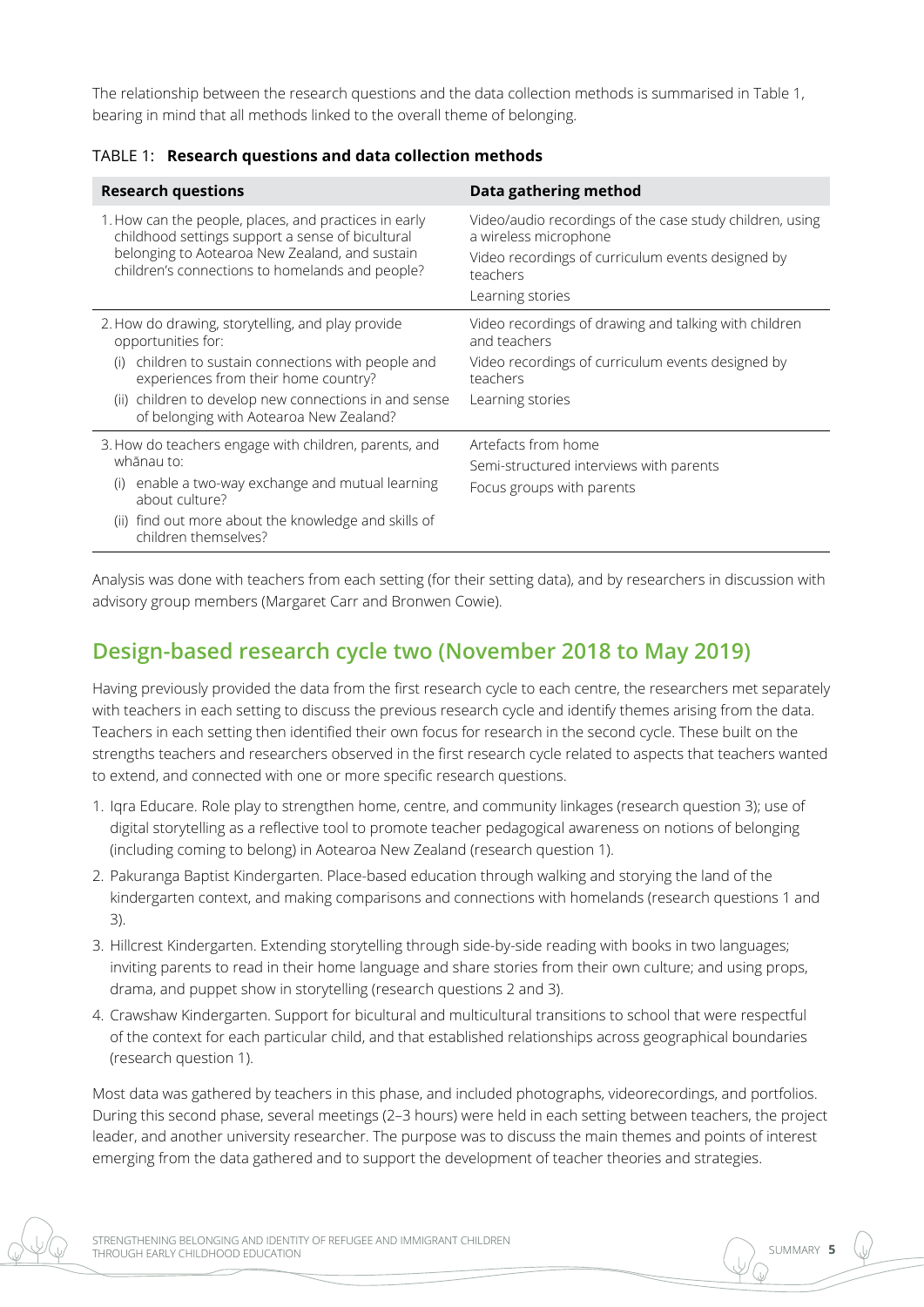The relationship between the research questions and the data collection methods is summarised in Table 1, bearing in mind that all methods linked to the overall theme of belonging.

TABLE 1: **Research questions and data collection methods**

| Research questions | Data gathering method |
|---|---|
| 1. How can the people, places, and practices in early childhood settings support a sense of bicultural belonging to Aotearoa New Zealand, and sustain children's connections to homelands and people? | Video/audio recordings of the case study children, using a wireless microphone<br>Video recordings of curriculum events designed by teachers<br>Learning stories |
| 2. How do drawing, storytelling, and play provide opportunities for:<br>(i) children to sustain connections with people and experiences from their home country?<br>(ii) children to develop new connections in and sense of belonging with Aotearoa New Zealand? | Video recordings of drawing and talking with children and teachers<br>Video recordings of curriculum events designed by teachers<br>Learning stories |
| 3. How do teachers engage with children, parents, and whānau to:<br>(i) enable a two-way exchange and mutual learning about culture?<br>(ii) find out more about the knowledge and skills of children themselves? | Artefacts from home<br>Semi-structured interviews with parents<br>Focus groups with parents |

Analysis was done with teachers from each setting (for their setting data), and by researchers in discussion with advisory group members (Margaret Carr and Bronwen Cowie).

## Design-based research cycle two (November 2018 to May 2019)

Having previously provided the data from the first research cycle to each centre, the researchers met separately with teachers in each setting to discuss the previous research cycle and identify themes arising from the data. Teachers in each setting then identified their own focus for research in the second cycle. These built on the strengths teachers and researchers observed in the first research cycle related to aspects that teachers wanted to extend, and connected with one or more specific research questions.

1. Iqra Educare. Role play to strengthen home, centre, and community linkages (research question 3); use of digital storytelling as a reflective tool to promote teacher pedagogical awareness on notions of belonging (including coming to belong) in Aotearoa New Zealand (research question 1).
2. Pakuranga Baptist Kindergarten. Place-based education through walking and storying the land of the kindergarten context, and making comparisons and connections with homelands (research questions 1 and 3).
3. Hillcrest Kindergarten. Extending storytelling through side-by-side reading with books in two languages; inviting parents to read in their home language and share stories from their own culture; and using props, drama, and puppet show in storytelling (research questions 2 and 3).
4. Crawshaw Kindergarten. Support for bicultural and multicultural transitions to school that were respectful of the context for each particular child, and that established relationships across geographical boundaries (research question 1).

Most data was gathered by teachers in this phase, and included photographs, videorecordings, and portfolios. During this second phase, several meetings (2–3 hours) were held in each setting between teachers, the project leader, and another university researcher. The purpose was to discuss the main themes and points of interest emerging from the data gathered and to support the development of teacher theories and strategies.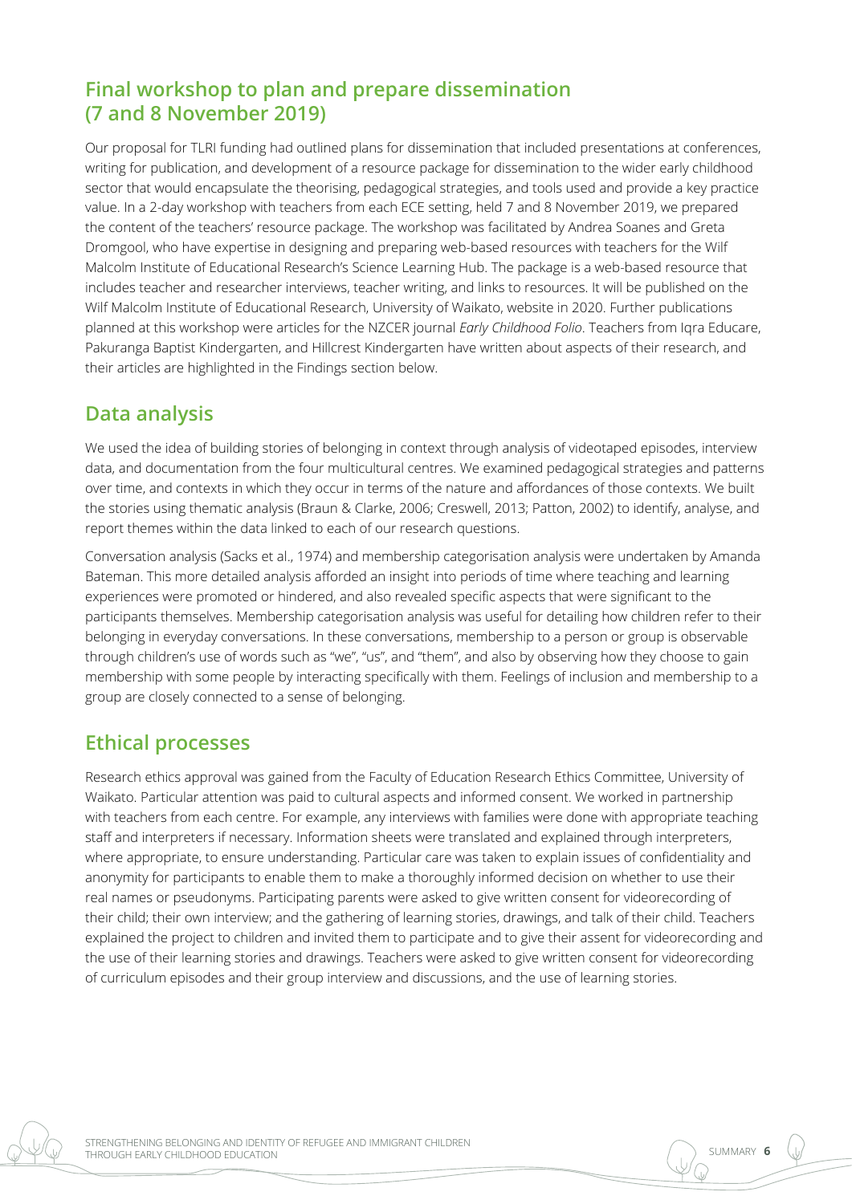## Final workshop to plan and prepare dissemination (7 and 8 November 2019)

Our proposal for TLRI funding had outlined plans for dissemination that included presentations at conferences, writing for publication, and development of a resource package for dissemination to the wider early childhood sector that would encapsulate the theorising, pedagogical strategies, and tools used and provide a key practice value. In a 2-day workshop with teachers from each ECE setting, held 7 and 8 November 2019, we prepared the content of the teachers' resource package. The workshop was facilitated by Andrea Soanes and Greta Dromgool, who have expertise in designing and preparing web-based resources with teachers for the Wilf Malcolm Institute of Educational Research's Science Learning Hub. The package is a web-based resource that includes teacher and researcher interviews, teacher writing, and links to resources. It will be published on the Wilf Malcolm Institute of Educational Research, University of Waikato, website in 2020. Further publications planned at this workshop were articles for the NZCER journal *Early Childhood Folio*. Teachers from Iqra Educare, Pakuranga Baptist Kindergarten, and Hillcrest Kindergarten have written about aspects of their research, and their articles are highlighted in the Findings section below.

## Data analysis

We used the idea of building stories of belonging in context through analysis of videotaped episodes, interview data, and documentation from the four multicultural centres. We examined pedagogical strategies and patterns over time, and contexts in which they occur in terms of the nature and affordances of those contexts. We built the stories using thematic analysis (Braun & Clarke, 2006; Creswell, 2013; Patton, 2002) to identify, analyse, and report themes within the data linked to each of our research questions.

Conversation analysis (Sacks et al., 1974) and membership categorisation analysis were undertaken by Amanda Bateman. This more detailed analysis afforded an insight into periods of time where teaching and learning experiences were promoted or hindered, and also revealed specific aspects that were significant to the participants themselves. Membership categorisation analysis was useful for detailing how children refer to their belonging in everyday conversations. In these conversations, membership to a person or group is observable through children's use of words such as "we", "us", and "them", and also by observing how they choose to gain membership with some people by interacting specifically with them. Feelings of inclusion and membership to a group are closely connected to a sense of belonging.

## Ethical processes

Research ethics approval was gained from the Faculty of Education Research Ethics Committee, University of Waikato. Particular attention was paid to cultural aspects and informed consent. We worked in partnership with teachers from each centre. For example, any interviews with families were done with appropriate teaching staff and interpreters if necessary. Information sheets were translated and explained through interpreters, where appropriate, to ensure understanding. Particular care was taken to explain issues of confidentiality and anonymity for participants to enable them to make a thoroughly informed decision on whether to use their real names or pseudonyms. Participating parents were asked to give written consent for videorecording of their child; their own interview; and the gathering of learning stories, drawings, and talk of their child. Teachers explained the project to children and invited them to participate and to give their assent for videorecording and the use of their learning stories and drawings. Teachers were asked to give written consent for videorecording of curriculum episodes and their group interview and discussions, and the use of learning stories.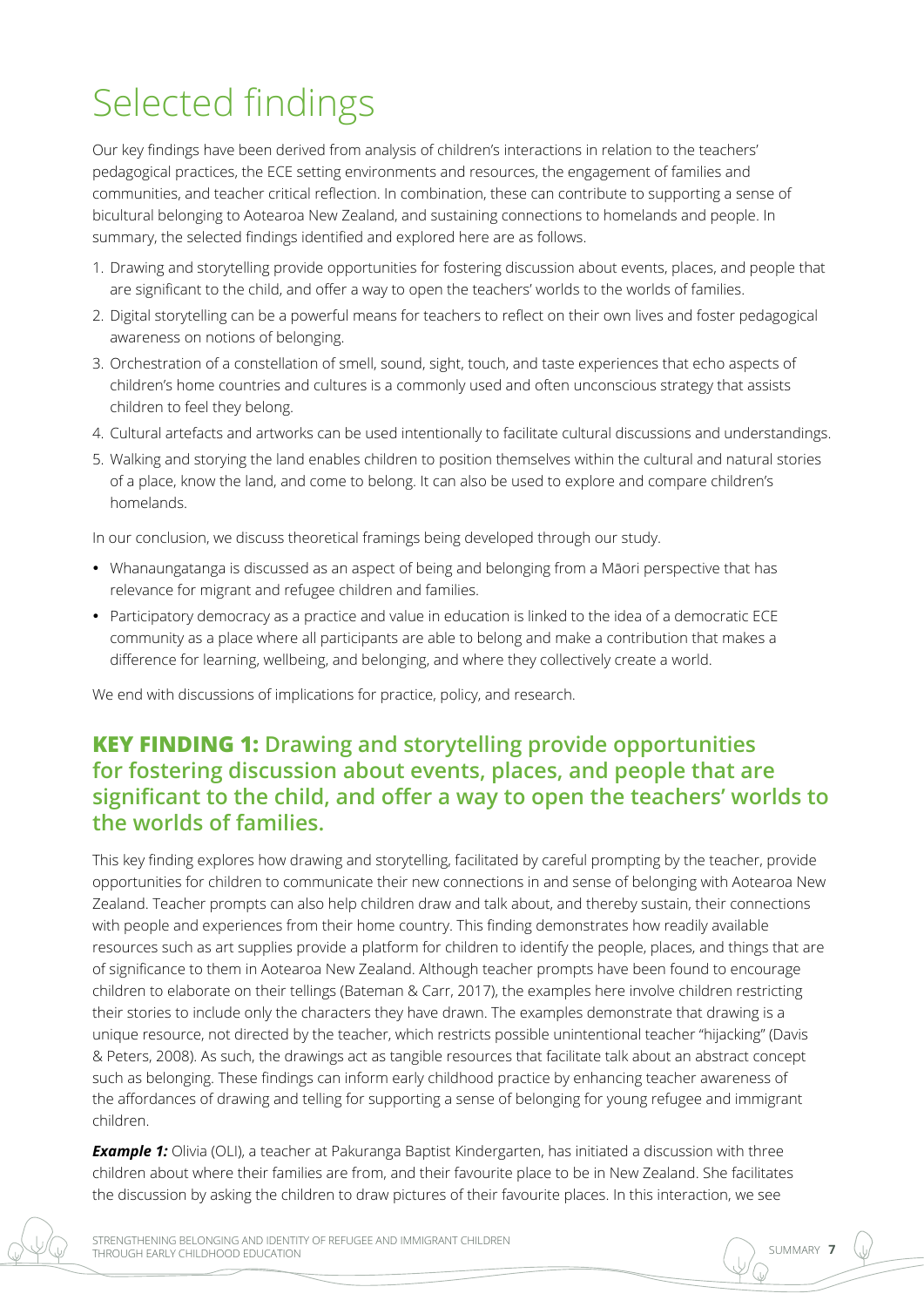# Selected findings

Our key findings have been derived from analysis of children's interactions in relation to the teachers' pedagogical practices, the ECE setting environments and resources, the engagement of families and communities, and teacher critical reflection. In combination, these can contribute to supporting a sense of bicultural belonging to Aotearoa New Zealand, and sustaining connections to homelands and people. In summary, the selected findings identified and explored here are as follows.

1. Drawing and storytelling provide opportunities for fostering discussion about events, places, and people that are significant to the child, and offer a way to open the teachers' worlds to the worlds of families.
2. Digital storytelling can be a powerful means for teachers to reflect on their own lives and foster pedagogical awareness on notions of belonging.
3. Orchestration of a constellation of smell, sound, sight, touch, and taste experiences that echo aspects of children's home countries and cultures is a commonly used and often unconscious strategy that assists children to feel they belong.
4. Cultural artefacts and artworks can be used intentionally to facilitate cultural discussions and understandings.
5. Walking and storying the land enables children to position themselves within the cultural and natural stories of a place, know the land, and come to belong. It can also be used to explore and compare children's homelands.

In our conclusion, we discuss theoretical framings being developed through our study.

- Whanaungatanga is discussed as an aspect of being and belonging from a Māori perspective that has relevance for migrant and refugee children and families.
- Participatory democracy as a practice and value in education is linked to the idea of a democratic ECE community as a place where all participants are able to belong and make a contribution that makes a difference for learning, wellbeing, and belonging, and where they collectively create a world.

We end with discussions of implications for practice, policy, and research.

## **KEY FINDING 1:** Drawing and storytelling provide opportunities for fostering discussion about events, places, and people that are significant to the child, and offer a way to open the teachers' worlds to the worlds of families.

This key finding explores how drawing and storytelling, facilitated by careful prompting by the teacher, provide opportunities for children to communicate their new connections in and sense of belonging with Aotearoa New Zealand. Teacher prompts can also help children draw and talk about, and thereby sustain, their connections with people and experiences from their home country. This finding demonstrates how readily available resources such as art supplies provide a platform for children to identify the people, places, and things that are of significance to them in Aotearoa New Zealand. Although teacher prompts have been found to encourage children to elaborate on their tellings (Bateman & Carr, 2017), the examples here involve children restricting their stories to include only the characters they have drawn. The examples demonstrate that drawing is a unique resource, not directed by the teacher, which restricts possible unintentional teacher "hijacking" (Davis & Peters, 2008). As such, the drawings act as tangible resources that facilitate talk about an abstract concept such as belonging. These findings can inform early childhood practice by enhancing teacher awareness of the affordances of drawing and telling for supporting a sense of belonging for young refugee and immigrant children.

***Example 1:*** Olivia (OLI), a teacher at Pakuranga Baptist Kindergarten, has initiated a discussion with three children about where their families are from, and their favourite place to be in New Zealand. She facilitates the discussion by asking the children to draw pictures of their favourite places. In this interaction, we see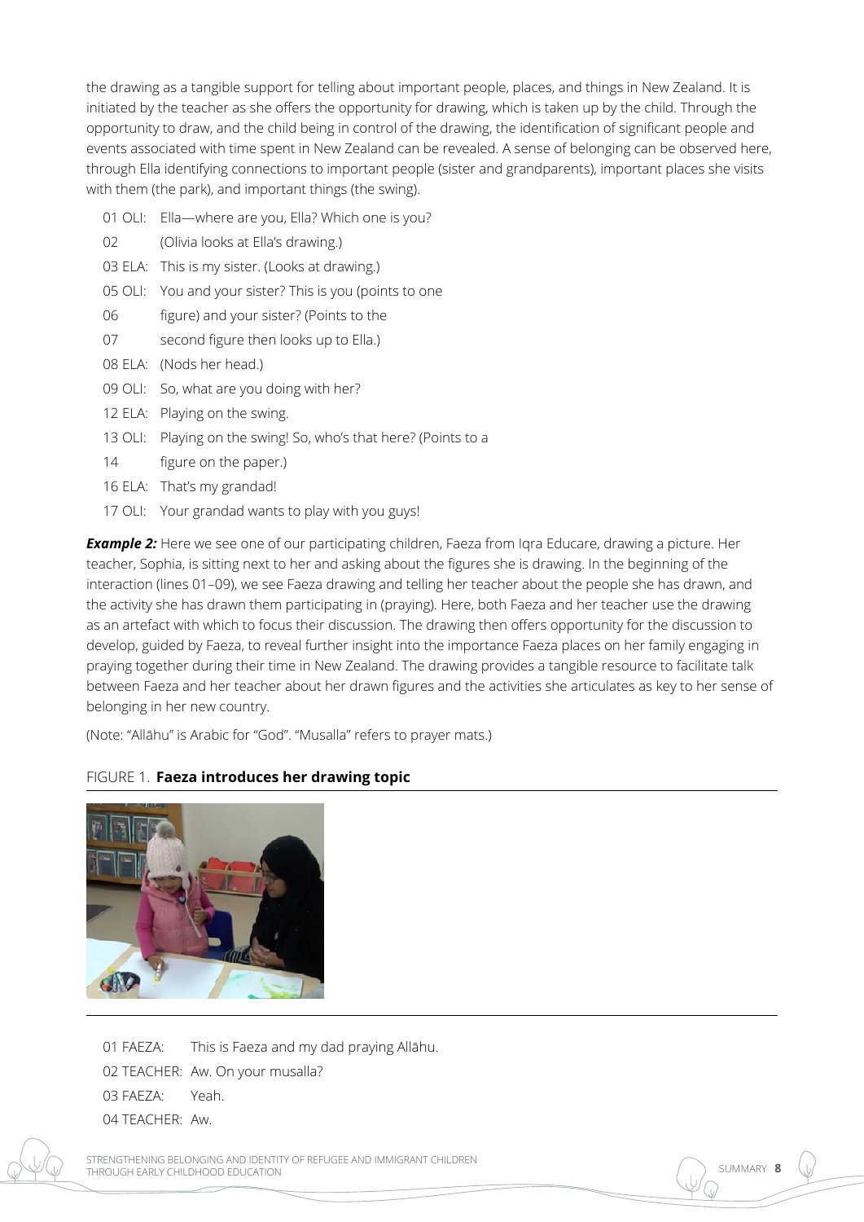the drawing as a tangible support for telling about important people, places, and things in New Zealand. It is initiated by the teacher as she offers the opportunity for drawing, which is taken up by the child. Through the opportunity to draw, and the child being in control of the drawing, the identification of significant people and events associated with time spent in New Zealand can be revealed. A sense of belonging can be observed here, through Ella identifying connections to important people (sister and grandparents), important places she visits with them (the park), and important things (the swing).

01 OLI: Ella—where are you, Ella? Which one is you?
02 (Olivia looks at Ella's drawing.)
03 ELA: This is my sister. (Looks at drawing.)
05 OLI: You and your sister? This is you (points to one
06 figure) and your sister? (Points to the
07 second figure then looks up to Ella.)
08 ELA: (Nods her head.)
09 OLI: So, what are you doing with her?
12 ELA: Playing on the swing.
13 OLI: Playing on the swing! So, who's that here? (Points to a
14 figure on the paper.)
16 ELA: That's my grandad!
17 OLI: Your grandad wants to play with you guys!

***Example 2:*** Here we see one of our participating children, Faeza from Iqra Educare, drawing a picture. Her teacher, Sophia, is sitting next to her and asking about the figures she is drawing. In the beginning of the interaction (lines 01–09), we see Faeza drawing and telling her teacher about the people she has drawn, and the activity she has drawn them participating in (praying). Here, both Faeza and her teacher use the drawing as an artefact with which to focus their discussion. The drawing then offers opportunity for the discussion to develop, guided by Faeza, to reveal further insight into the importance Faeza places on her family engaging in praying together during their time in New Zealand. The drawing provides a tangible resource to facilitate talk between Faeza and her teacher about her drawn figures and the activities she articulates as key to her sense of belonging in her new country.

(Note: "Allāhu" is Arabic for "God". "Musalla" refers to prayer mats.)

FIGURE 1. **Faeza introduces her drawing topic**

01 FAEZA: This is Faeza and my dad praying Allāhu.
02 TEACHER: Aw. On your musalla?
03 FAEZA: Yeah.
04 TEACHER: Aw.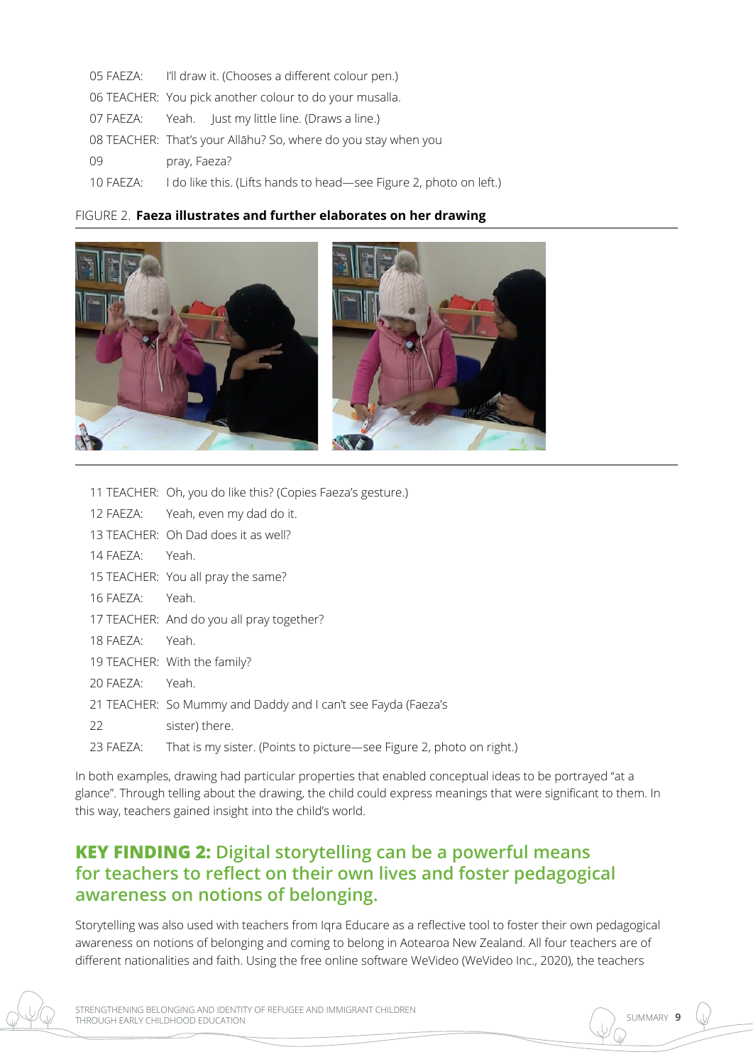05 FAEZA: I'll draw it. (Chooses a different colour pen.)

06 TEACHER: You pick another colour to do your musalla.

07 FAEZA: Yeah. Just my little line. (Draws a line.)

08 TEACHER: That's your Allāhu? So, where do you stay when you

09 pray, Faeza?

10 FAEZA: I do like this. (Lifts hands to head—see Figure 2, photo on left.)

FIGURE 2. **Faeza illustrates and further elaborates on her drawing**

11 TEACHER: Oh, you do like this? (Copies Faeza's gesture.)

12 FAEZA: Yeah, even my dad do it.

13 TEACHER: Oh Dad does it as well?

14 FAEZA: Yeah.

15 TEACHER: You all pray the same?

16 FAEZA: Yeah.

17 TEACHER: And do you all pray together?

18 FAEZA: Yeah.

19 TEACHER: With the family?

20 FAEZA: Yeah.

21 TEACHER: So Mummy and Daddy and I can't see Fayda (Faeza's

22 sister) there.

23 FAEZA: That is my sister. (Points to picture—see Figure 2, photo on right.)

In both examples, drawing had particular properties that enabled conceptual ideas to be portrayed "at a glance". Through telling about the drawing, the child could express meanings that were significant to them. In this way, teachers gained insight into the child's world.

## KEY FINDING 2: Digital storytelling can be a powerful means for teachers to reflect on their own lives and foster pedagogical awareness on notions of belonging.

Storytelling was also used with teachers from Iqra Educare as a reflective tool to foster their own pedagogical awareness on notions of belonging and coming to belong in Aotearoa New Zealand. All four teachers are of different nationalities and faith. Using the free online software WeVideo (WeVideo Inc., 2020), the teachers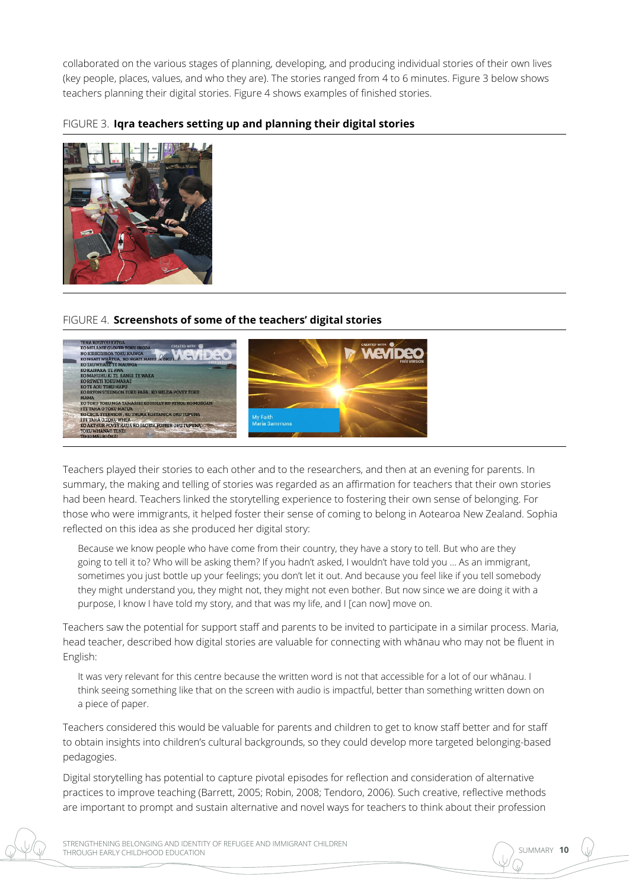collaborated on the various stages of planning, developing, and producing individual stories of their own lives (key people, places, values, and who they are). The stories ranged from 4 to 6 minutes. Figure 3 below shows teachers planning their digital stories. Figure 4 shows examples of finished stories.

FIGURE 3. **Iqra teachers setting up and planning their digital stories**

FIGURE 4. **Screenshots of some of the teachers' digital stories**

Teachers played their stories to each other and to the researchers, and then at an evening for parents. In summary, the making and telling of stories was regarded as an affirmation for teachers that their own stories had been heard. Teachers linked the storytelling experience to fostering their own sense of belonging. For those who were immigrants, it helped foster their sense of coming to belong in Aotearoa New Zealand. Sophia reflected on this idea as she produced her digital story:

> Because we know people who have come from their country, they have a story to tell. But who are they going to tell it to? Who will be asking them? If you hadn't asked, I wouldn't have told you ... As an immigrant, sometimes you just bottle up your feelings; you don't let it out. And because you feel like if you tell somebody they might understand you, they might not, they might not even bother. But now since we are doing it with a purpose, I know I have told my story, and that was my life, and I [can now] move on.

Teachers saw the potential for support staff and parents to be invited to participate in a similar process. Maria, head teacher, described how digital stories are valuable for connecting with whānau who may not be fluent in English:

> It was very relevant for this centre because the written word is not that accessible for a lot of our whānau. I think seeing something like that on the screen with audio is impactful, better than something written down on a piece of paper.

Teachers considered this would be valuable for parents and children to get to know staff better and for staff to obtain insights into children's cultural backgrounds, so they could develop more targeted belonging-based pedagogies.

Digital storytelling has potential to capture pivotal episodes for reflection and consideration of alternative practices to improve teaching (Barrett, 2005; Robin, 2008; Tendoro, 2006). Such creative, reflective methods are important to prompt and sustain alternative and novel ways for teachers to think about their profession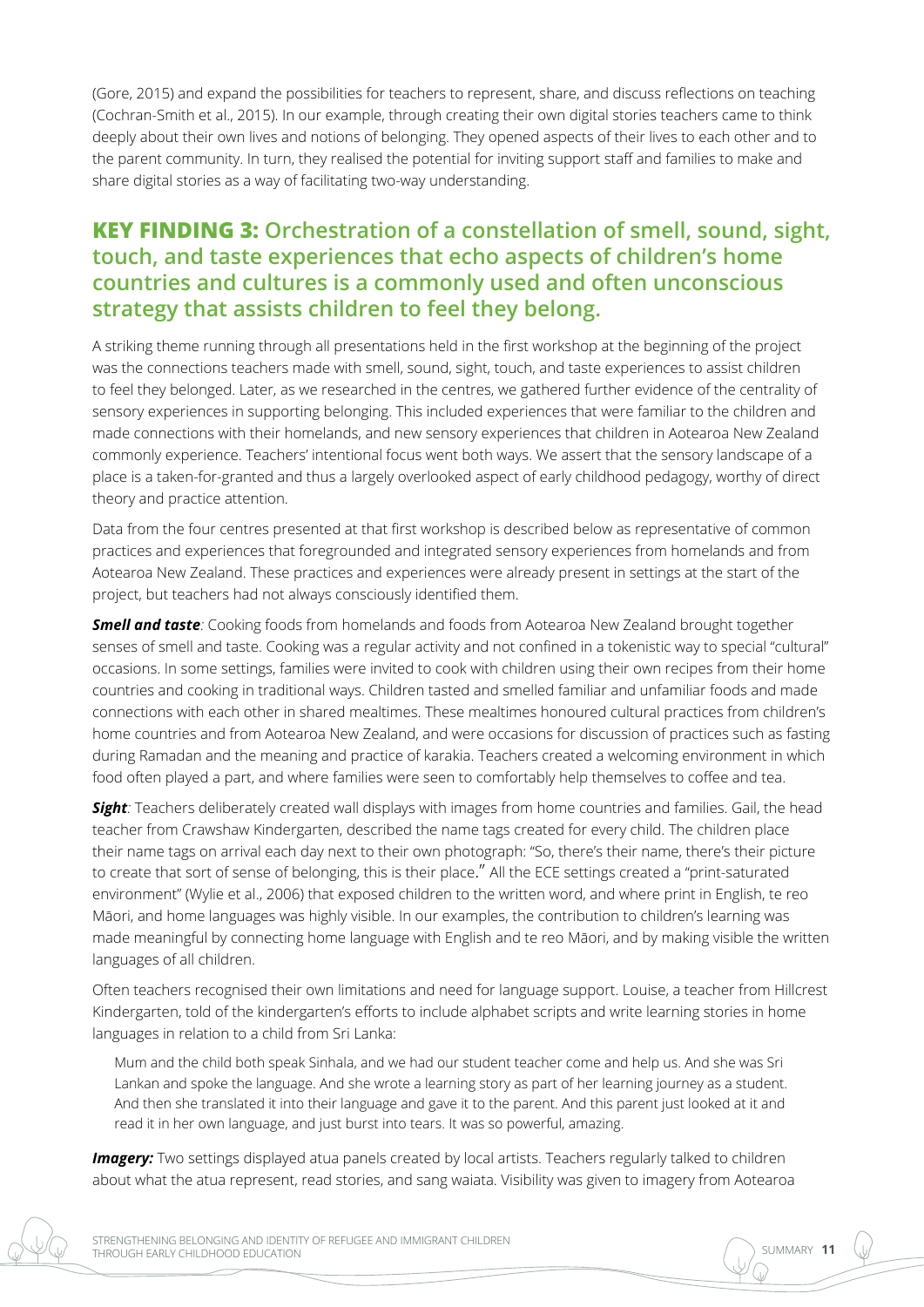(Gore, 2015) and expand the possibilities for teachers to represent, share, and discuss reflections on teaching (Cochran-Smith et al., 2015). In our example, through creating their own digital stories teachers came to think deeply about their own lives and notions of belonging. They opened aspects of their lives to each other and to the parent community. In turn, they realised the potential for inviting support staff and families to make and share digital stories as a way of facilitating two-way understanding.

## **KEY FINDING 3:** Orchestration of a constellation of smell, sound, sight, touch, and taste experiences that echo aspects of children's home countries and cultures is a commonly used and often unconscious strategy that assists children to feel they belong.

A striking theme running through all presentations held in the first workshop at the beginning of the project was the connections teachers made with smell, sound, sight, touch, and taste experiences to assist children to feel they belonged. Later, as we researched in the centres, we gathered further evidence of the centrality of sensory experiences in supporting belonging. This included experiences that were familiar to the children and made connections with their homelands, and new sensory experiences that children in Aotearoa New Zealand commonly experience. Teachers' intentional focus went both ways. We assert that the sensory landscape of a place is a taken-for-granted and thus a largely overlooked aspect of early childhood pedagogy, worthy of direct theory and practice attention.

Data from the four centres presented at that first workshop is described below as representative of common practices and experiences that foregrounded and integrated sensory experiences from homelands and from Aotearoa New Zealand. These practices and experiences were already present in settings at the start of the project, but teachers had not always consciously identified them.

***Smell and taste**:* Cooking foods from homelands and foods from Aotearoa New Zealand brought together senses of smell and taste. Cooking was a regular activity and not confined in a tokenistic way to special "cultural" occasions. In some settings, families were invited to cook with children using their own recipes from their home countries and cooking in traditional ways. Children tasted and smelled familiar and unfamiliar foods and made connections with each other in shared mealtimes. These mealtimes honoured cultural practices from children's home countries and from Aotearoa New Zealand, and were occasions for discussion of practices such as fasting during Ramadan and the meaning and practice of karakia. Teachers created a welcoming environment in which food often played a part, and where families were seen to comfortably help themselves to coffee and tea.

***Sight**:* Teachers deliberately created wall displays with images from home countries and families. Gail, the head teacher from Crawshaw Kindergarten, described the name tags created for every child. The children place their name tags on arrival each day next to their own photograph: "So, there's their name, there's their picture to create that sort of sense of belonging, this is their place." All the ECE settings created a "print-saturated environment" (Wylie et al., 2006) that exposed children to the written word, and where print in English, te reo Māori, and home languages was highly visible. In our examples, the contribution to children's learning was made meaningful by connecting home language with English and te reo Māori, and by making visible the written languages of all children.

Often teachers recognised their own limitations and need for language support. Louise, a teacher from Hillcrest Kindergarten, told of the kindergarten's efforts to include alphabet scripts and write learning stories in home languages in relation to a child from Sri Lanka:

> Mum and the child both speak Sinhala, and we had our student teacher come and help us. And she was Sri Lankan and spoke the language. And she wrote a learning story as part of her learning journey as a student. And then she translated it into their language and gave it to the parent. And this parent just looked at it and read it in her own language, and just burst into tears. It was so powerful, amazing.

***Imagery:*** Two settings displayed atua panels created by local artists. Teachers regularly talked to children about what the atua represent, read stories, and sang waiata. Visibility was given to imagery from Aotearoa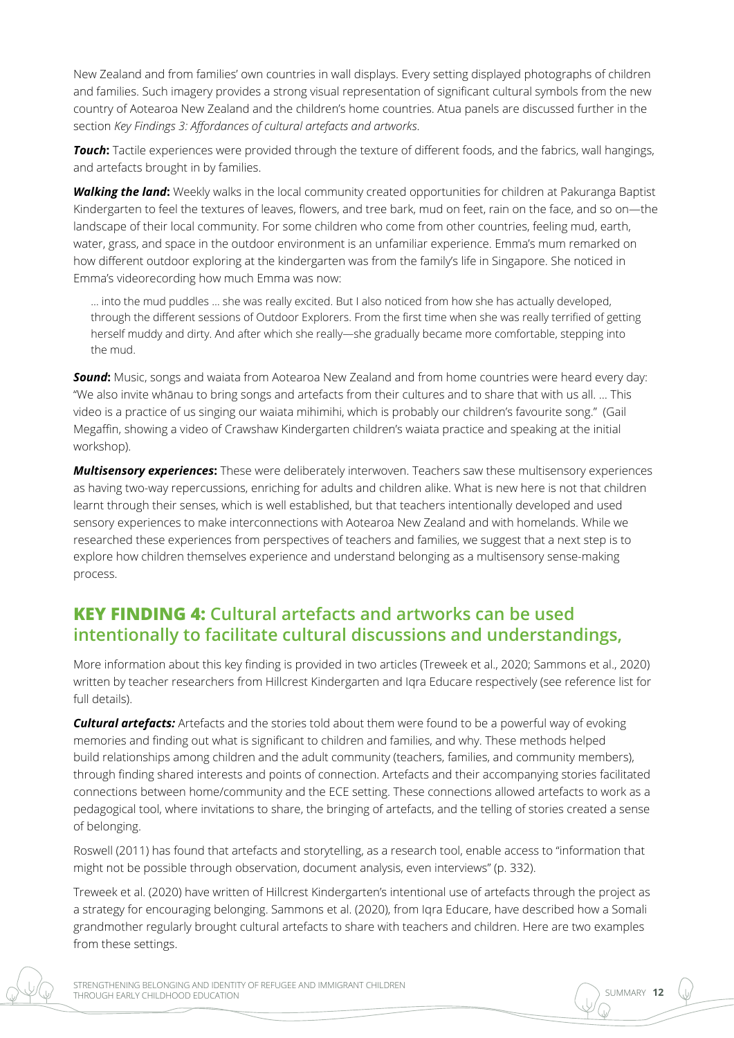New Zealand and from families' own countries in wall displays. Every setting displayed photographs of children and families. Such imagery provides a strong visual representation of significant cultural symbols from the new country of Aotearoa New Zealand and the children's home countries. Atua panels are discussed further in the section *Key Findings 3: Affordances of cultural artefacts and artworks*.

***Touch*:** Tactile experiences were provided through the texture of different foods, and the fabrics, wall hangings, and artefacts brought in by families.

***Walking the land*:** Weekly walks in the local community created opportunities for children at Pakuranga Baptist Kindergarten to feel the textures of leaves, flowers, and tree bark, mud on feet, rain on the face, and so on—the landscape of their local community. For some children who come from other countries, feeling mud, earth, water, grass, and space in the outdoor environment is an unfamiliar experience. Emma's mum remarked on how different outdoor exploring at the kindergarten was from the family's life in Singapore. She noticed in Emma's videorecording how much Emma was now:

> … into the mud puddles … she was really excited. But I also noticed from how she has actually developed, through the different sessions of Outdoor Explorers. From the first time when she was really terrified of getting herself muddy and dirty. And after which she really—she gradually became more comfortable, stepping into the mud.

***Sound*:** Music, songs and waiata from Aotearoa New Zealand and from home countries were heard every day: "We also invite whānau to bring songs and artefacts from their cultures and to share that with us all. … This video is a practice of us singing our waiata mihimihi, which is probably our children's favourite song." (Gail Megaffin, showing a video of Crawshaw Kindergarten children's waiata practice and speaking at the initial workshop).

***Multisensory experiences*:** These were deliberately interwoven. Teachers saw these multisensory experiences as having two-way repercussions, enriching for adults and children alike. What is new here is not that children learnt through their senses, which is well established, but that teachers intentionally developed and used sensory experiences to make interconnections with Aotearoa New Zealand and with homelands. While we researched these experiences from perspectives of teachers and families, we suggest that a next step is to explore how children themselves experience and understand belonging as a multisensory sense-making process.

## KEY FINDING 4: Cultural artefacts and artworks can be used intentionally to facilitate cultural discussions and understandings,

More information about this key finding is provided in two articles (Treweek et al., 2020; Sammons et al., 2020) written by teacher researchers from Hillcrest Kindergarten and Iqra Educare respectively (see reference list for full details).

***Cultural artefacts:*** Artefacts and the stories told about them were found to be a powerful way of evoking memories and finding out what is significant to children and families, and why. These methods helped build relationships among children and the adult community (teachers, families, and community members), through finding shared interests and points of connection. Artefacts and their accompanying stories facilitated connections between home/community and the ECE setting. These connections allowed artefacts to work as a pedagogical tool, where invitations to share, the bringing of artefacts, and the telling of stories created a sense of belonging.

Roswell (2011) has found that artefacts and storytelling, as a research tool, enable access to "information that might not be possible through observation, document analysis, even interviews" (p. 332).

Treweek et al. (2020) have written of Hillcrest Kindergarten's intentional use of artefacts through the project as a strategy for encouraging belonging. Sammons et al. (2020), from Iqra Educare, have described how a Somali grandmother regularly brought cultural artefacts to share with teachers and children. Here are two examples from these settings.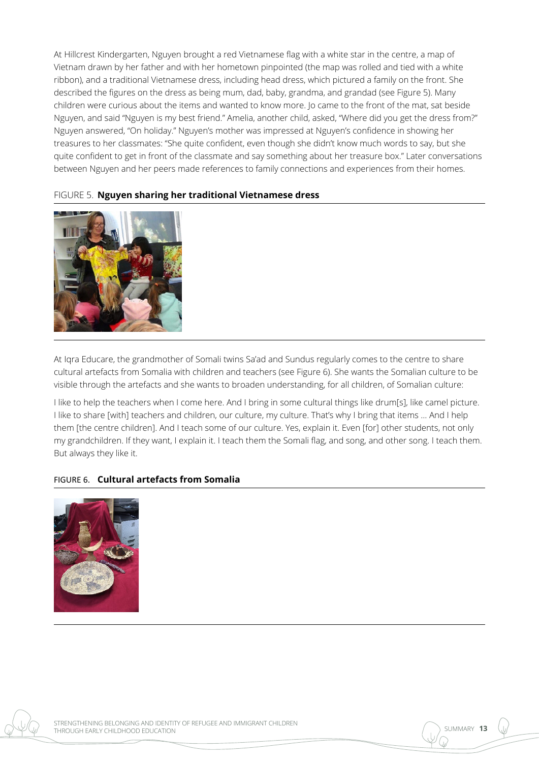At Hillcrest Kindergarten, Nguyen brought a red Vietnamese flag with a white star in the centre, a map of Vietnam drawn by her father and with her hometown pinpointed (the map was rolled and tied with a white ribbon), and a traditional Vietnamese dress, including head dress, which pictured a family on the front. She described the figures on the dress as being mum, dad, baby, grandma, and grandad (see Figure 5). Many children were curious about the items and wanted to know more. Jo came to the front of the mat, sat beside Nguyen, and said "Nguyen is my best friend." Amelia, another child, asked, "Where did you get the dress from?" Nguyen answered, "On holiday." Nguyen's mother was impressed at Nguyen's confidence in showing her treasures to her classmates: "She quite confident, even though she didn't know much words to say, but she quite confident to get in front of the classmate and say something about her treasure box." Later conversations between Nguyen and her peers made references to family connections and experiences from their homes.

FIGURE 5. **Nguyen sharing her traditional Vietnamese dress**

At Iqra Educare, the grandmother of Somali twins Sa'ad and Sundus regularly comes to the centre to share cultural artefacts from Somalia with children and teachers (see Figure 6). She wants the Somalian culture to be visible through the artefacts and she wants to broaden understanding, for all children, of Somalian culture:

I like to help the teachers when I come here. And I bring in some cultural things like drum[s], like camel picture. I like to share [with] teachers and children, our culture, my culture. That's why I bring that items … And I help them [the centre children]. And I teach some of our culture. Yes, explain it. Even [for] other students, not only my grandchildren. If they want, I explain it. I teach them the Somali flag, and song, and other song. I teach them. But always they like it.

FIGURE 6. **Cultural artefacts from Somalia**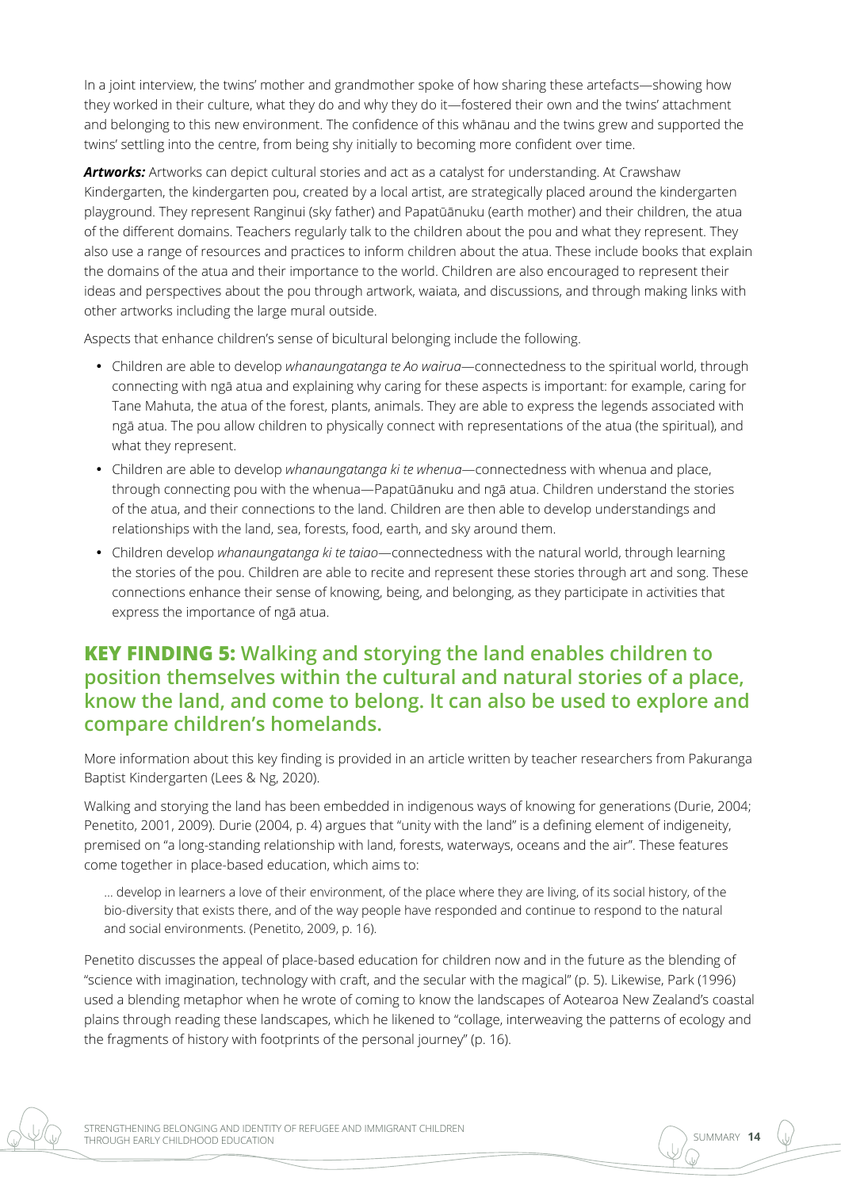In a joint interview, the twins' mother and grandmother spoke of how sharing these artefacts—showing how they worked in their culture, what they do and why they do it—fostered their own and the twins' attachment and belonging to this new environment. The confidence of this whānau and the twins grew and supported the twins' settling into the centre, from being shy initially to becoming more confident over time.

***Artworks:*** Artworks can depict cultural stories and act as a catalyst for understanding. At Crawshaw Kindergarten, the kindergarten pou, created by a local artist, are strategically placed around the kindergarten playground. They represent Ranginui (sky father) and Papatūānuku (earth mother) and their children, the atua of the different domains. Teachers regularly talk to the children about the pou and what they represent. They also use a range of resources and practices to inform children about the atua. These include books that explain the domains of the atua and their importance to the world. Children are also encouraged to represent their ideas and perspectives about the pou through artwork, waiata, and discussions, and through making links with other artworks including the large mural outside.

Aspects that enhance children's sense of bicultural belonging include the following.

- Children are able to develop *whanaungatanga te Ao wairua*—connectedness to the spiritual world, through connecting with ngā atua and explaining why caring for these aspects is important: for example, caring for Tane Mahuta, the atua of the forest, plants, animals. They are able to express the legends associated with ngā atua. The pou allow children to physically connect with representations of the atua (the spiritual), and what they represent.
- Children are able to develop *whanaungatanga ki te whenua*—connectedness with whenua and place, through connecting pou with the whenua—Papatūānuku and ngā atua. Children understand the stories of the atua, and their connections to the land. Children are then able to develop understandings and relationships with the land, sea, forests, food, earth, and sky around them.
- Children develop *whanaungatanga ki te taiao*—connectedness with the natural world, through learning the stories of the pou. Children are able to recite and represent these stories through art and song. These connections enhance their sense of knowing, being, and belonging, as they participate in activities that express the importance of ngā atua.

## KEY FINDING 5: Walking and storying the land enables children to position themselves within the cultural and natural stories of a place, know the land, and come to belong. It can also be used to explore and compare children's homelands.

More information about this key finding is provided in an article written by teacher researchers from Pakuranga Baptist Kindergarten (Lees & Ng, 2020).

Walking and storying the land has been embedded in indigenous ways of knowing for generations (Durie, 2004; Penetito, 2001, 2009). Durie (2004, p. 4) argues that "unity with the land" is a defining element of indigeneity, premised on "a long-standing relationship with land, forests, waterways, oceans and the air". These features come together in place-based education, which aims to:

> … develop in learners a love of their environment, of the place where they are living, of its social history, of the bio-diversity that exists there, and of the way people have responded and continue to respond to the natural and social environments. (Penetito, 2009, p. 16).

Penetito discusses the appeal of place-based education for children now and in the future as the blending of "science with imagination, technology with craft, and the secular with the magical" (p. 5). Likewise, Park (1996) used a blending metaphor when he wrote of coming to know the landscapes of Aotearoa New Zealand's coastal plains through reading these landscapes, which he likened to "collage, interweaving the patterns of ecology and the fragments of history with footprints of the personal journey" (p. 16).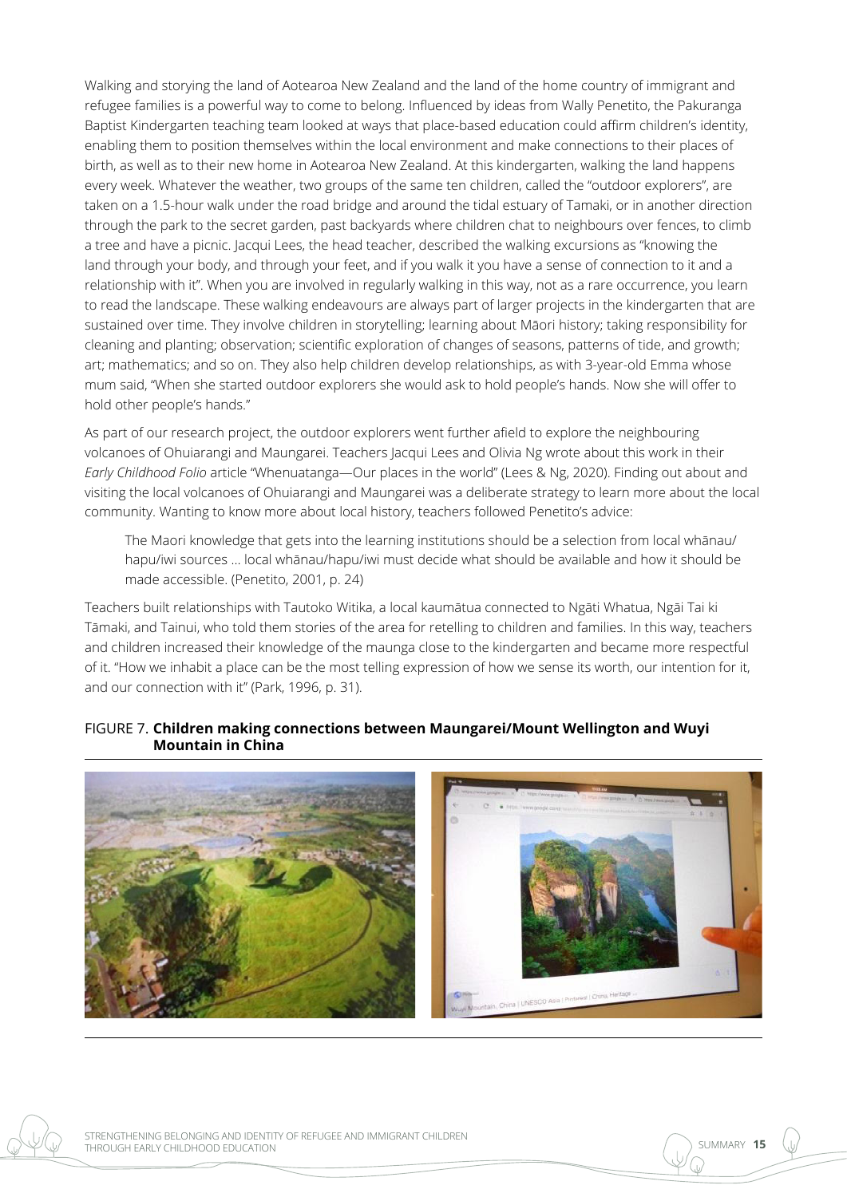Walking and storying the land of Aotearoa New Zealand and the land of the home country of immigrant and refugee families is a powerful way to come to belong. Influenced by ideas from Wally Penetito, the Pakuranga Baptist Kindergarten teaching team looked at ways that place-based education could affirm children's identity, enabling them to position themselves within the local environment and make connections to their places of birth, as well as to their new home in Aotearoa New Zealand. At this kindergarten, walking the land happens every week. Whatever the weather, two groups of the same ten children, called the "outdoor explorers", are taken on a 1.5-hour walk under the road bridge and around the tidal estuary of Tamaki, or in another direction through the park to the secret garden, past backyards where children chat to neighbours over fences, to climb a tree and have a picnic. Jacqui Lees, the head teacher, described the walking excursions as "knowing the land through your body, and through your feet, and if you walk it you have a sense of connection to it and a relationship with it". When you are involved in regularly walking in this way, not as a rare occurrence, you learn to read the landscape. These walking endeavours are always part of larger projects in the kindergarten that are sustained over time. They involve children in storytelling; learning about Māori history; taking responsibility for cleaning and planting; observation; scientific exploration of changes of seasons, patterns of tide, and growth; art; mathematics; and so on. They also help children develop relationships, as with 3-year-old Emma whose mum said, "When she started outdoor explorers she would ask to hold people's hands. Now she will offer to hold other people's hands."

As part of our research project, the outdoor explorers went further afield to explore the neighbouring volcanoes of Ohuiarangi and Maungarei. Teachers Jacqui Lees and Olivia Ng wrote about this work in their *Early Childhood Folio* article "Whenuatanga—Our places in the world" (Lees & Ng, 2020). Finding out about and visiting the local volcanoes of Ohuiarangi and Maungarei was a deliberate strategy to learn more about the local community. Wanting to know more about local history, teachers followed Penetito's advice:

> The Maori knowledge that gets into the learning institutions should be a selection from local whānau/hapu/iwi sources … local whānau/hapu/iwi must decide what should be available and how it should be made accessible. (Penetito, 2001, p. 24)

Teachers built relationships with Tautoko Witika, a local kaumātua connected to Ngāti Whatua, Ngāi Tai ki Tāmaki, and Tainui, who told them stories of the area for retelling to children and families. In this way, teachers and children increased their knowledge of the maunga close to the kindergarten and became more respectful of it. "How we inhabit a place can be the most telling expression of how we sense its worth, our intention for it, and our connection with it" (Park, 1996, p. 31).

FIGURE 7. **Children making connections between Maungarei/Mount Wellington and Wuyi Mountain in China**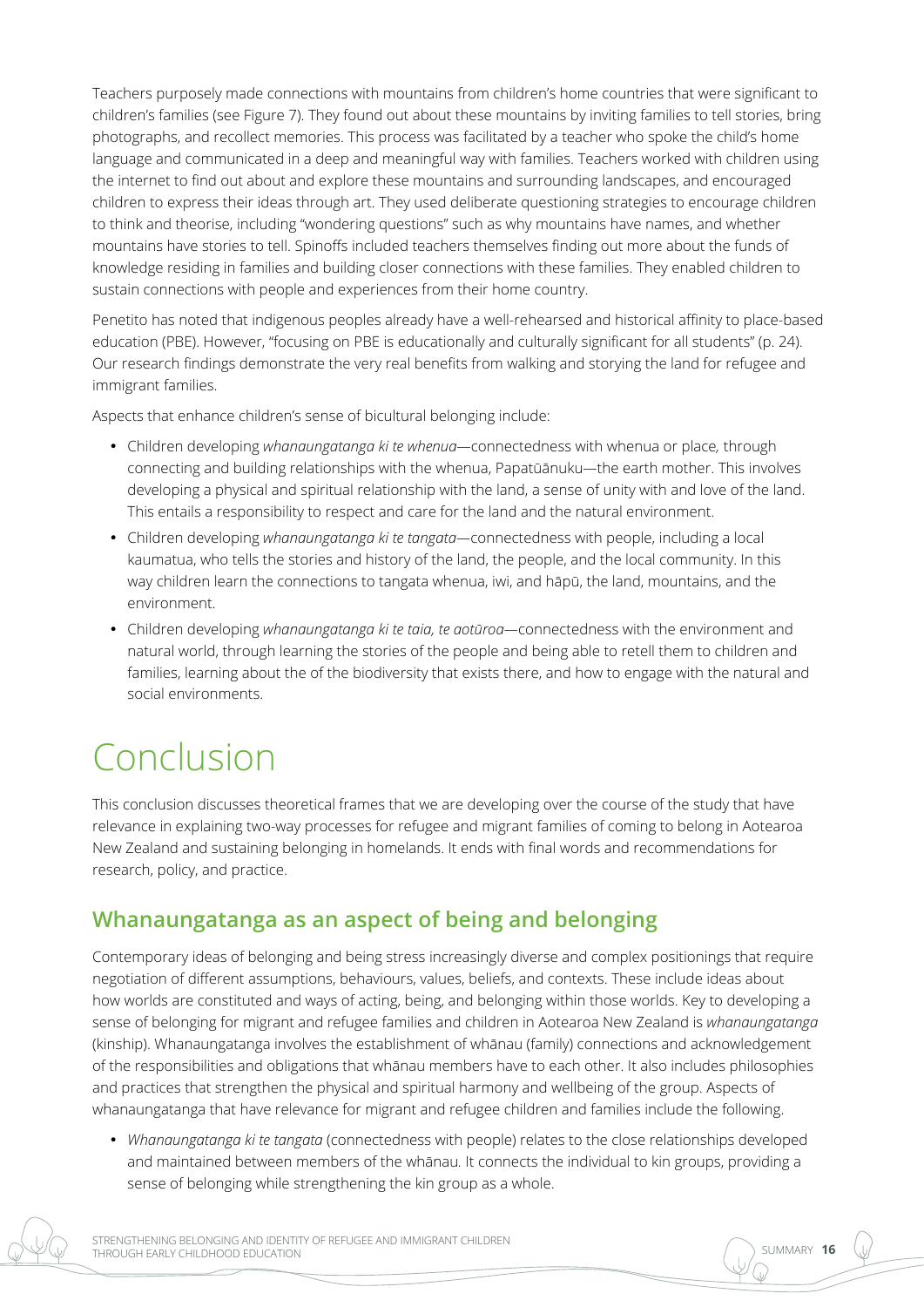Teachers purposely made connections with mountains from children's home countries that were significant to children's families (see Figure 7). They found out about these mountains by inviting families to tell stories, bring photographs, and recollect memories. This process was facilitated by a teacher who spoke the child's home language and communicated in a deep and meaningful way with families. Teachers worked with children using the internet to find out about and explore these mountains and surrounding landscapes, and encouraged children to express their ideas through art. They used deliberate questioning strategies to encourage children to think and theorise, including "wondering questions" such as why mountains have names, and whether mountains have stories to tell. Spinoffs included teachers themselves finding out more about the funds of knowledge residing in families and building closer connections with these families. They enabled children to sustain connections with people and experiences from their home country.

Penetito has noted that indigenous peoples already have a well-rehearsed and historical affinity to place-based education (PBE). However, "focusing on PBE is educationally and culturally significant for all students" (p. 24). Our research findings demonstrate the very real benefits from walking and storying the land for refugee and immigrant families.

Aspects that enhance children's sense of bicultural belonging include:

- Children developing *whanaungatanga ki te whenua*—connectedness with whenua or place, through connecting and building relationships with the whenua, Papatūānuku—the earth mother. This involves developing a physical and spiritual relationship with the land, a sense of unity with and love of the land. This entails a responsibility to respect and care for the land and the natural environment.
- Children developing *whanaungatanga ki te tangata*—connectedness with people, including a local kaumatua, who tells the stories and history of the land, the people, and the local community. In this way children learn the connections to tangata whenua, iwi, and hāpū, the land, mountains, and the environment.
- Children developing *whanaungatanga ki te taia, te aotūroa*—connectedness with the environment and natural world, through learning the stories of the people and being able to retell them to children and families, learning about the of the biodiversity that exists there, and how to engage with the natural and social environments.

# Conclusion

This conclusion discusses theoretical frames that we are developing over the course of the study that have relevance in explaining two-way processes for refugee and migrant families of coming to belong in Aotearoa New Zealand and sustaining belonging in homelands. It ends with final words and recommendations for research, policy, and practice.

## Whanaungatanga as an aspect of being and belonging

Contemporary ideas of belonging and being stress increasingly diverse and complex positionings that require negotiation of different assumptions, behaviours, values, beliefs, and contexts. These include ideas about how worlds are constituted and ways of acting, being, and belonging within those worlds. Key to developing a sense of belonging for migrant and refugee families and children in Aotearoa New Zealand is *whanaungatanga* (kinship). Whanaungatanga involves the establishment of whānau (family) connections and acknowledgement of the responsibilities and obligations that whānau members have to each other. It also includes philosophies and practices that strengthen the physical and spiritual harmony and wellbeing of the group. Aspects of whanaungatanga that have relevance for migrant and refugee children and families include the following.

- *Whanaungatanga ki te tangata* (connectedness with people) relates to the close relationships developed and maintained between members of the whānau. It connects the individual to kin groups, providing a sense of belonging while strengthening the kin group as a whole.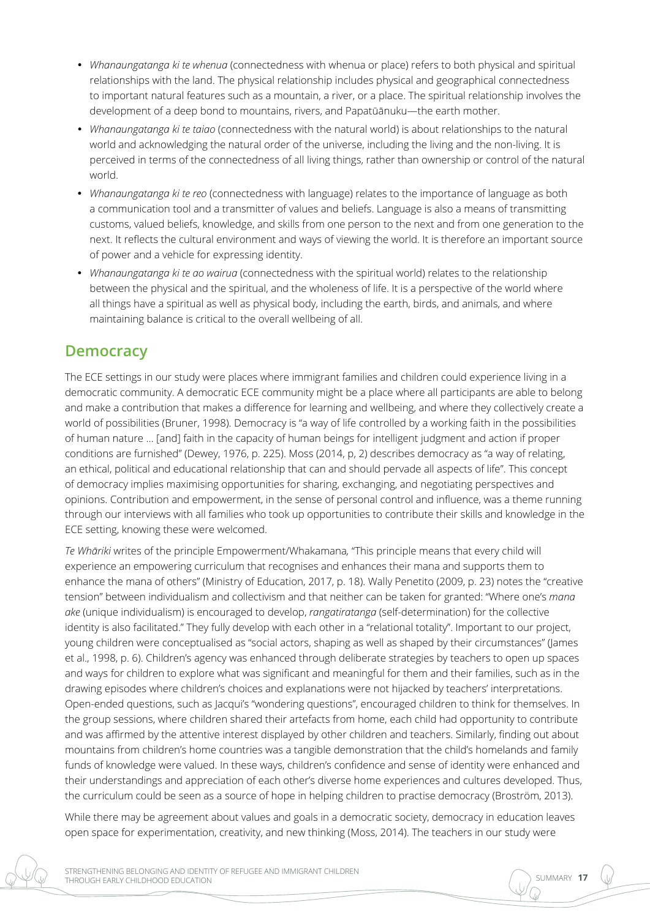- *Whanaungatanga ki te whenua* (connectedness with whenua or place) refers to both physical and spiritual relationships with the land. The physical relationship includes physical and geographical connectedness to important natural features such as a mountain, a river, or a place. The spiritual relationship involves the development of a deep bond to mountains, rivers, and Papatūānuku—the earth mother.
- *Whanaungatanga ki te taiao* (connectedness with the natural world) is about relationships to the natural world and acknowledging the natural order of the universe, including the living and the non-living. It is perceived in terms of the connectedness of all living things, rather than ownership or control of the natural world.
- *Whanaungatanga ki te reo* (connectedness with language) relates to the importance of language as both a communication tool and a transmitter of values and beliefs. Language is also a means of transmitting customs, valued beliefs, knowledge, and skills from one person to the next and from one generation to the next. It reflects the cultural environment and ways of viewing the world. It is therefore an important source of power and a vehicle for expressing identity.
- *Whanaungatanga ki te ao wairua* (connectedness with the spiritual world) relates to the relationship between the physical and the spiritual, and the wholeness of life. It is a perspective of the world where all things have a spiritual as well as physical body, including the earth, birds, and animals, and where maintaining balance is critical to the overall wellbeing of all.

## Democracy

The ECE settings in our study were places where immigrant families and children could experience living in a democratic community. A democratic ECE community might be a place where all participants are able to belong and make a contribution that makes a difference for learning and wellbeing, and where they collectively create a world of possibilities (Bruner, 1998). Democracy is "a way of life controlled by a working faith in the possibilities of human nature … [and] faith in the capacity of human beings for intelligent judgment and action if proper conditions are furnished" (Dewey, 1976, p. 225). Moss (2014, p, 2) describes democracy as "a way of relating, an ethical, political and educational relationship that can and should pervade all aspects of life". This concept of democracy implies maximising opportunities for sharing, exchanging, and negotiating perspectives and opinions. Contribution and empowerment, in the sense of personal control and influence, was a theme running through our interviews with all families who took up opportunities to contribute their skills and knowledge in the ECE setting, knowing these were welcomed.

*Te Whāriki* writes of the principle Empowerment/Whakamana, "This principle means that every child will experience an empowering curriculum that recognises and enhances their mana and supports them to enhance the mana of others" (Ministry of Education, 2017, p. 18). Wally Penetito (2009, p. 23) notes the "creative tension" between individualism and collectivism and that neither can be taken for granted: "Where one's *mana ake* (unique individualism) is encouraged to develop, *rangatiratanga* (self-determination) for the collective identity is also facilitated." They fully develop with each other in a "relational totality". Important to our project, young children were conceptualised as "social actors, shaping as well as shaped by their circumstances" (James et al., 1998, p. 6). Children's agency was enhanced through deliberate strategies by teachers to open up spaces and ways for children to explore what was significant and meaningful for them and their families, such as in the drawing episodes where children's choices and explanations were not hijacked by teachers' interpretations. Open-ended questions, such as Jacqui's "wondering questions", encouraged children to think for themselves. In the group sessions, where children shared their artefacts from home, each child had opportunity to contribute and was affirmed by the attentive interest displayed by other children and teachers. Similarly, finding out about mountains from children's home countries was a tangible demonstration that the child's homelands and family funds of knowledge were valued. In these ways, children's confidence and sense of identity were enhanced and their understandings and appreciation of each other's diverse home experiences and cultures developed. Thus, the curriculum could be seen as a source of hope in helping children to practise democracy (Broström, 2013).

While there may be agreement about values and goals in a democratic society, democracy in education leaves open space for experimentation, creativity, and new thinking (Moss, 2014). The teachers in our study were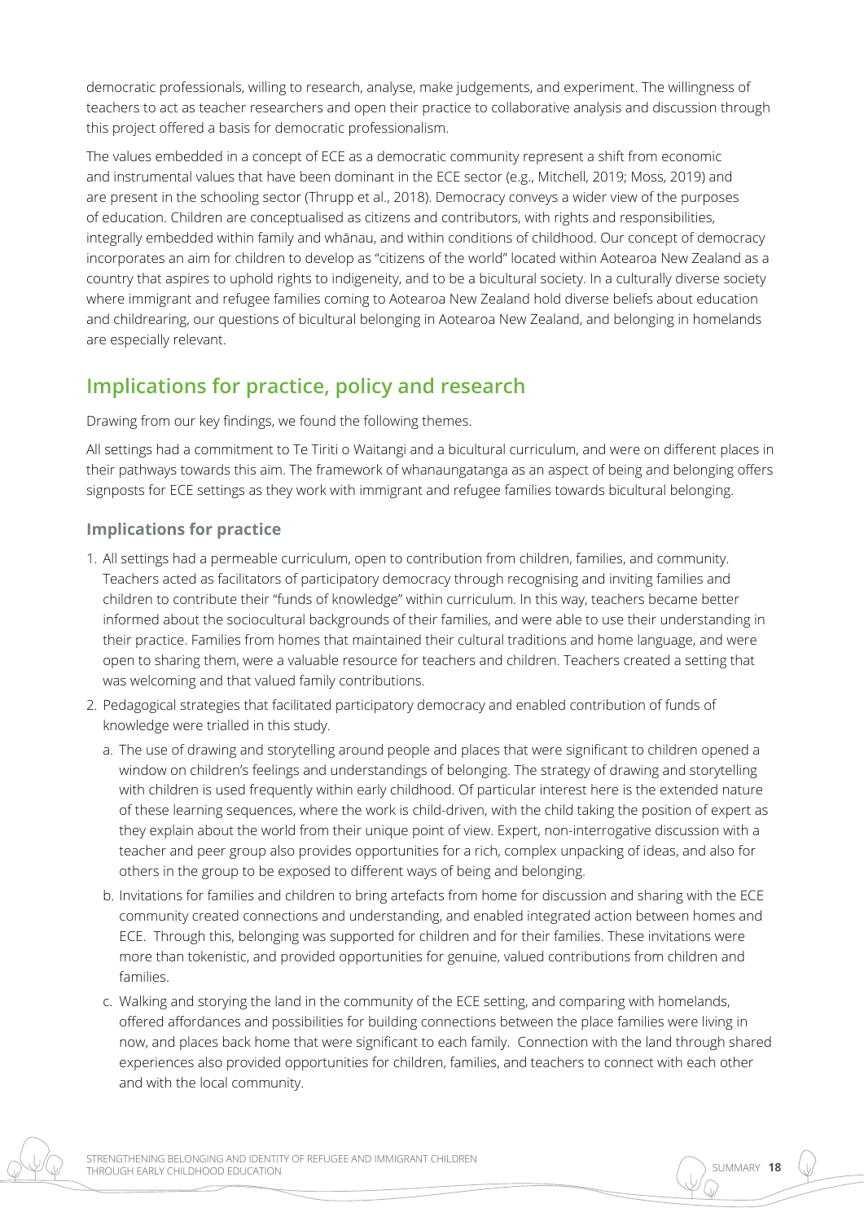democratic professionals, willing to research, analyse, make judgements, and experiment. The willingness of teachers to act as teacher researchers and open their practice to collaborative analysis and discussion through this project offered a basis for democratic professionalism.

The values embedded in a concept of ECE as a democratic community represent a shift from economic and instrumental values that have been dominant in the ECE sector (e.g., Mitchell, 2019; Moss, 2019) and are present in the schooling sector (Thrupp et al., 2018). Democracy conveys a wider view of the purposes of education. Children are conceptualised as citizens and contributors, with rights and responsibilities, integrally embedded within family and whānau, and within conditions of childhood. Our concept of democracy incorporates an aim for children to develop as "citizens of the world" located within Aotearoa New Zealand as a country that aspires to uphold rights to indigeneity, and to be a bicultural society. In a culturally diverse society where immigrant and refugee families coming to Aotearoa New Zealand hold diverse beliefs about education and childrearing, our questions of bicultural belonging in Aotearoa New Zealand, and belonging in homelands are especially relevant.

## Implications for practice, policy and research

Drawing from our key findings, we found the following themes.

All settings had a commitment to Te Tiriti o Waitangi and a bicultural curriculum, and were on different places in their pathways towards this aim. The framework of whanaungatanga as an aspect of being and belonging offers signposts for ECE settings as they work with immigrant and refugee families towards bicultural belonging.

### Implications for practice

1. All settings had a permeable curriculum, open to contribution from children, families, and community. Teachers acted as facilitators of participatory democracy through recognising and inviting families and children to contribute their "funds of knowledge" within curriculum. In this way, teachers became better informed about the sociocultural backgrounds of their families, and were able to use their understanding in their practice. Families from homes that maintained their cultural traditions and home language, and were open to sharing them, were a valuable resource for teachers and children. Teachers created a setting that was welcoming and that valued family contributions.
2. Pedagogical strategies that facilitated participatory democracy and enabled contribution of funds of knowledge were trialled in this study.
   a. The use of drawing and storytelling around people and places that were significant to children opened a window on children's feelings and understandings of belonging. The strategy of drawing and storytelling with children is used frequently within early childhood. Of particular interest here is the extended nature of these learning sequences, where the work is child-driven, with the child taking the position of expert as they explain about the world from their unique point of view. Expert, non-interrogative discussion with a teacher and peer group also provides opportunities for a rich, complex unpacking of ideas, and also for others in the group to be exposed to different ways of being and belonging.
   b. Invitations for families and children to bring artefacts from home for discussion and sharing with the ECE community created connections and understanding, and enabled integrated action between homes and ECE. Through this, belonging was supported for children and for their families. These invitations were more than tokenistic, and provided opportunities for genuine, valued contributions from children and families.
   c. Walking and storying the land in the community of the ECE setting, and comparing with homelands, offered affordances and possibilities for building connections between the place families were living in now, and places back home that were significant to each family. Connection with the land through shared experiences also provided opportunities for children, families, and teachers to connect with each other and with the local community.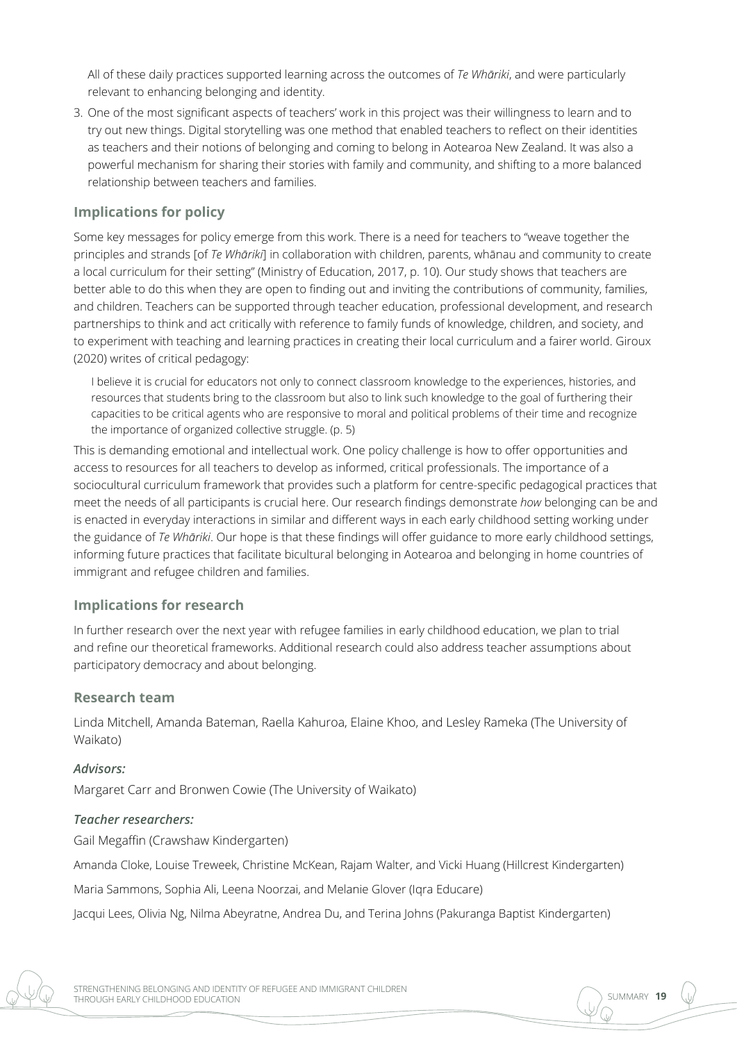All of these daily practices supported learning across the outcomes of *Te Whāriki*, and were particularly relevant to enhancing belonging and identity.

3. One of the most significant aspects of teachers' work in this project was their willingness to learn and to try out new things. Digital storytelling was one method that enabled teachers to reflect on their identities as teachers and their notions of belonging and coming to belong in Aotearoa New Zealand. It was also a powerful mechanism for sharing their stories with family and community, and shifting to a more balanced relationship between teachers and families.

## Implications for policy

Some key messages for policy emerge from this work. There is a need for teachers to "weave together the principles and strands [of *Te Whāriki*] in collaboration with children, parents, whānau and community to create a local curriculum for their setting" (Ministry of Education, 2017, p. 10). Our study shows that teachers are better able to do this when they are open to finding out and inviting the contributions of community, families, and children. Teachers can be supported through teacher education, professional development, and research partnerships to think and act critically with reference to family funds of knowledge, children, and society, and to experiment with teaching and learning practices in creating their local curriculum and a fairer world. Giroux (2020) writes of critical pedagogy:

> I believe it is crucial for educators not only to connect classroom knowledge to the experiences, histories, and resources that students bring to the classroom but also to link such knowledge to the goal of furthering their capacities to be critical agents who are responsive to moral and political problems of their time and recognize the importance of organized collective struggle. (p. 5)

This is demanding emotional and intellectual work. One policy challenge is how to offer opportunities and access to resources for all teachers to develop as informed, critical professionals. The importance of a sociocultural curriculum framework that provides such a platform for centre-specific pedagogical practices that meet the needs of all participants is crucial here. Our research findings demonstrate *how* belonging can be and is enacted in everyday interactions in similar and different ways in each early childhood setting working under the guidance of *Te Whāriki*. Our hope is that these findings will offer guidance to more early childhood settings, informing future practices that facilitate bicultural belonging in Aotearoa and belonging in home countries of immigrant and refugee children and families.

## Implications for research

In further research over the next year with refugee families in early childhood education, we plan to trial and refine our theoretical frameworks. Additional research could also address teacher assumptions about participatory democracy and about belonging.

## Research team

Linda Mitchell, Amanda Bateman, Raella Kahuroa, Elaine Khoo, and Lesley Rameka (The University of Waikato)

### *Advisors:*

Margaret Carr and Bronwen Cowie (The University of Waikato)

### *Teacher researchers:*

Gail Megaffin (Crawshaw Kindergarten)

Amanda Cloke, Louise Treweek, Christine McKean, Rajam Walter, and Vicki Huang (Hillcrest Kindergarten)

Maria Sammons, Sophia Ali, Leena Noorzai, and Melanie Glover (Iqra Educare)

Jacqui Lees, Olivia Ng, Nilma Abeyratne, Andrea Du, and Terina Johns (Pakuranga Baptist Kindergarten)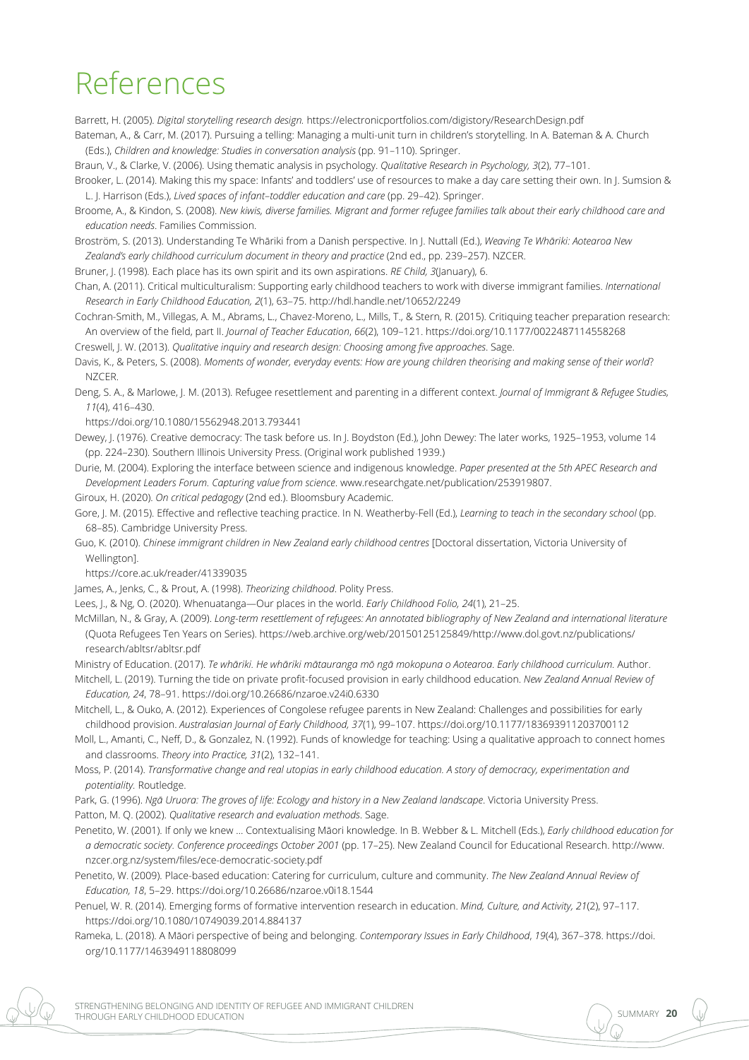# References

Barrett, H. (2005). *Digital storytelling research design.* https://electronicportfolios.com/digistory/ResearchDesign.pdf

Bateman, A., & Carr, M. (2017). Pursuing a telling: Managing a multi-unit turn in children's storytelling. In A. Bateman & A. Church (Eds.), *Children and knowledge: Studies in conversation analysis* (pp. 91–110). Springer.

Braun, V., & Clarke, V. (2006). Using thematic analysis in psychology. *Qualitative Research in Psychology, 3*(2), 77–101.

Brooker, L. (2014). Making this my space: Infants' and toddlers' use of resources to make a day care setting their own. In J. Sumsion & L. J. Harrison (Eds.), *Lived spaces of infant–toddler education and care* (pp. 29–42). Springer.

Broome, A., & Kindon, S. (2008). *New kiwis, diverse families. Migrant and former refugee families talk about their early childhood care and education needs*. Families Commission.

Broström, S. (2013). Understanding Te Whāriki from a Danish perspective. In J. Nuttall (Ed.), *Weaving Te Whāriki: Aotearoa New Zealand's early childhood curriculum document in theory and practice* (2nd ed., pp. 239–257). NZCER.

Bruner, J. (1998). Each place has its own spirit and its own aspirations. *RE Child, 3*(January), 6.

Chan, A. (2011). Critical multiculturalism: Supporting early childhood teachers to work with diverse immigrant families. *International Research in Early Childhood Education, 2*(1), 63–75. http://hdl.handle.net/10652/2249

Cochran-Smith, M., Villegas, A. M., Abrams, L., Chavez-Moreno, L., Mills, T., & Stern, R. (2015). Critiquing teacher preparation research: An overview of the field, part II. *Journal of Teacher Education*, *66*(2), 109–121. https://doi.org/10.1177/0022487114558268

Creswell, J. W. (2013). *Qualitative inquiry and research design: Choosing among five approaches*. Sage.

Davis, K., & Peters, S. (2008). *Moments of wonder, everyday events: How are young children theorising and making sense of their world*? NZCER.

Deng, S. A., & Marlowe, J. M. (2013). Refugee resettlement and parenting in a different context. *Journal of Immigrant & Refugee Studies, 11*(4), 416–430.
https://doi.org/10.1080/15562948.2013.793441

Dewey, J. (1976). Creative democracy: The task before us. In J. Boydston (Ed.), John Dewey: The later works, 1925–1953, volume 14 (pp. 224–230). Southern Illinois University Press. (Original work published 1939.)

Durie, M. (2004). Exploring the interface between science and indigenous knowledge. *Paper presented at the 5th APEC Research and Development Leaders Forum. Capturing value from science*. www.researchgate.net/publication/253919807.

Giroux, H. (2020). *On critical pedagogy* (2nd ed.). Bloomsbury Academic.

Gore, J. M. (2015). Effective and reflective teaching practice. In N. Weatherby-Fell (Ed.), *Learning to teach in the secondary school* (pp. 68–85). Cambridge University Press.

Guo, K. (2010). *Chinese immigrant children in New Zealand early childhood centres* [Doctoral dissertation, Victoria University of Wellington].
https://core.ac.uk/reader/41339035

James, A., Jenks, C., & Prout, A. (1998). *Theorizing childhood*. Polity Press.

Lees, J., & Ng, O. (2020). Whenuatanga—Our places in the world. *Early Childhood Folio, 24*(1), 21–25.

McMillan, N., & Gray, A. (2009). *Long-term resettlement of refugees: An annotated bibliography of New Zealand and international literature* (Quota Refugees Ten Years on Series). https://web.archive.org/web/20150125125849/http://www.dol.govt.nz/publications/research/abltsr/abltsr.pdf

Ministry of Education. (2017). *Te whāriki. He whāriki mātauranga mō ngā mokopuna o Aotearoa. Early childhood curriculum.* Author.

Mitchell, L. (2019). Turning the tide on private profit-focused provision in early childhood education. *New Zealand Annual Review of Education, 24*, 78–91. https://doi.org/10.26686/nzaroe.v24i0.6330

Mitchell, L., & Ouko, A. (2012). Experiences of Congolese refugee parents in New Zealand: Challenges and possibilities for early childhood provision. *Australasian Journal of Early Childhood, 37*(1), 99–107. https://doi.org/10.1177/183693911203700112

Moll, L., Amanti, C., Neff, D., & Gonzalez, N. (1992). Funds of knowledge for teaching: Using a qualitative approach to connect homes and classrooms. *Theory into Practice, 31*(2), 132–141.

Moss, P. (2014). *Transformative change and real utopias in early childhood education. A story of democracy, experimentation and potentiality.* Routledge.

Park, G. (1996). *Ngā Uruora: The groves of life: Ecology and history in a New Zealand landscape*. Victoria University Press.

Patton, M. Q. (2002). *Qualitative research and evaluation methods*. Sage.

Penetito, W. (2001). If only we knew … Contextualising Māori knowledge. In B. Webber & L. Mitchell (Eds.), *Early childhood education for a democratic society. Conference proceedings October 2001* (pp. 17–25). New Zealand Council for Educational Research. http://www.nzcer.org.nz/system/files/ece-democratic-society.pdf

Penetito, W. (2009). Place-based education: Catering for curriculum, culture and community. *The New Zealand Annual Review of Education, 18*, 5–29. https://doi.org/10.26686/nzaroe.v0i18.1544

Penuel, W. R. (2014). Emerging forms of formative intervention research in education. *Mind, Culture, and Activity, 21*(2), 97–117. https://doi.org/10.1080/10749039.2014.884137

Rameka, L. (2018). A Māori perspective of being and belonging. *Contemporary Issues in Early Childhood*, *19*(4), 367–378. https://doi.org/10.1177/1463949118808099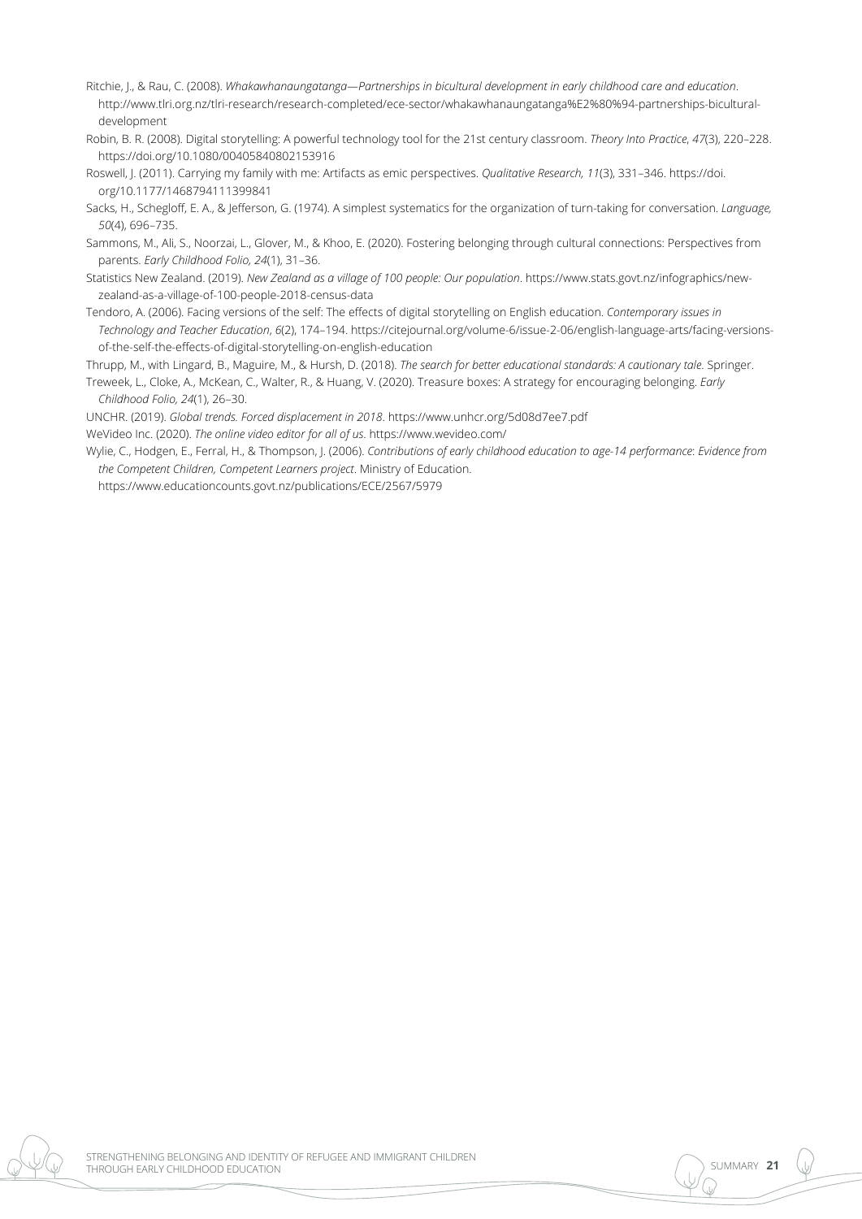Ritchie, J., & Rau, C. (2008). *Whakawhanaungatanga—Partnerships in bicultural development in early childhood care and education*. http://www.tlri.org.nz/tlri-research/research-completed/ece-sector/whakawhanaungatanga%E2%80%94-partnerships-bicultural-development

Robin, B. R. (2008). Digital storytelling: A powerful technology tool for the 21st century classroom. *Theory Into Practice*, *47*(3), 220–228. https://doi.org/10.1080/00405840802153916

Roswell, J. (2011). Carrying my family with me: Artifacts as emic perspectives. *Qualitative Research, 11*(3), 331–346. https://doi.org/10.1177/1468794111399841

Sacks, H., Schegloff, E. A., & Jefferson, G. (1974). A simplest systematics for the organization of turn-taking for conversation. *Language, 50*(4), 696–735.

Sammons, M., Ali, S., Noorzai, L., Glover, M., & Khoo, E. (2020). Fostering belonging through cultural connections: Perspectives from parents. *Early Childhood Folio, 24*(1), 31–36.

Statistics New Zealand. (2019). *New Zealand as a village of 100 people: Our population*. https://www.stats.govt.nz/infographics/new-zealand-as-a-village-of-100-people-2018-census-data

Tendoro, A. (2006). Facing versions of the self: The effects of digital storytelling on English education. *Contemporary issues in Technology and Teacher Education*, *6*(2), 174–194. https://citejournal.org/volume-6/issue-2-06/english-language-arts/facing-versions-of-the-self-the-effects-of-digital-storytelling-on-english-education

Thrupp, M., with Lingard, B., Maguire, M., & Hursh, D. (2018). *The search for better educational standards: A cautionary tale.* Springer.

Treweek, L., Cloke, A., McKean, C., Walter, R., & Huang, V. (2020). Treasure boxes: A strategy for encouraging belonging. *Early Childhood Folio, 24*(1), 26–30.

UNCHR. (2019). *Global trends. Forced displacement in 2018*. https://www.unhcr.org/5d08d7ee7.pdf

WeVideo Inc. (2020). *The online video editor for all of us*. https://www.wevideo.com/

Wylie, C., Hodgen, E., Ferral, H., & Thompson, J. (2006). *Contributions of early childhood education to age-14 performance*: *Evidence from the Competent Children, Competent Learners project*. Ministry of Education. https://www.educationcounts.govt.nz/publications/ECE/2567/5979